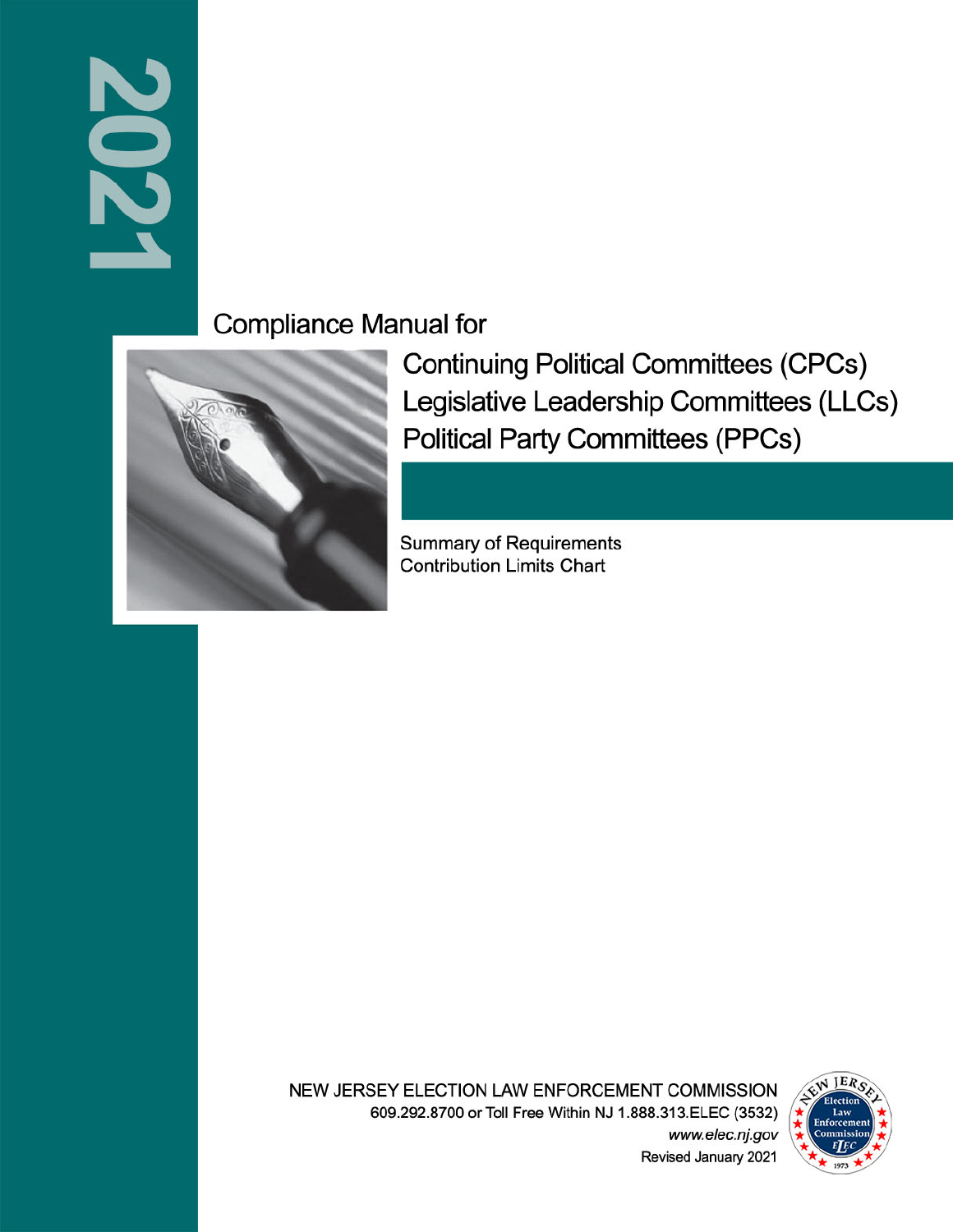2021

# Compliance Manual for

## Continuing Political Committees (CPCs)
## Legislative Leadership Committees (LLCs)
## Political Party Committees (PPCs)

Summary of Requirements
Contribution Limits Chart

NEW JERSEY ELECTION LAW ENFORCEMENT COMMISSION
609.292.8700 or Toll Free Within NJ 1.888.313.ELEC (3532)
*www.elec.nj.gov*
Revised January 2021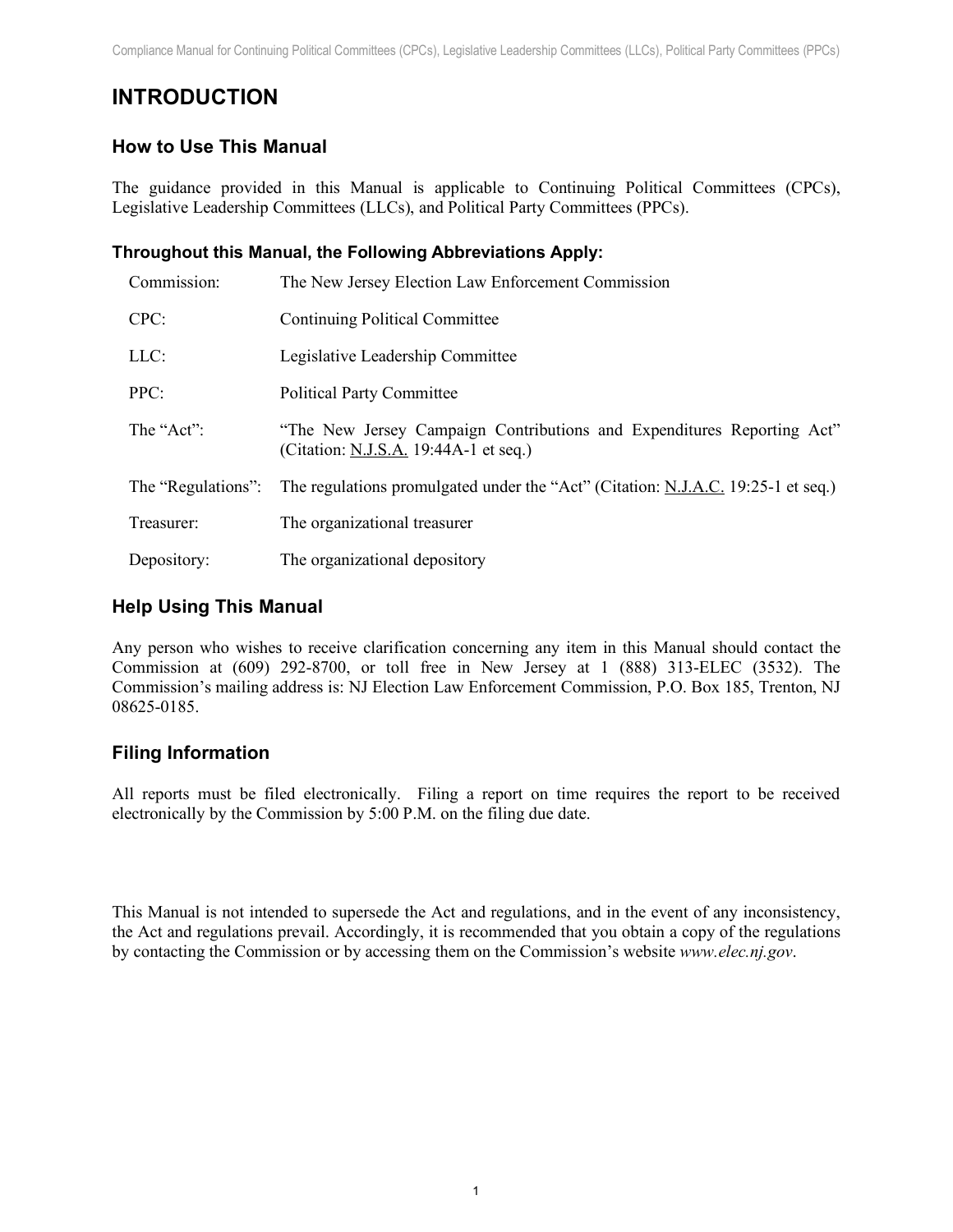# INTRODUCTION

## How to Use This Manual

The guidance provided in this Manual is applicable to Continuing Political Committees (CPCs), Legislative Leadership Committees (LLCs), and Political Party Committees (PPCs).

### Throughout this Manual, the Following Abbreviations Apply:

| | |
|---|---|
| Commission: | The New Jersey Election Law Enforcement Commission |
| CPC: | Continuing Political Committee |
| LLC: | Legislative Leadership Committee |
| PPC: | Political Party Committee |
| The "Act": | "The New Jersey Campaign Contributions and Expenditures Reporting Act" (Citation: N.J.S.A. 19:44A-1 et seq.) |
| The "Regulations": | The regulations promulgated under the "Act" (Citation: N.J.A.C. 19:25-1 et seq.) |
| Treasurer: | The organizational treasurer |
| Depository: | The organizational depository |

## Help Using This Manual

Any person who wishes to receive clarification concerning any item in this Manual should contact the Commission at (609) 292-8700, or toll free in New Jersey at 1 (888) 313-ELEC (3532). The Commission's mailing address is: NJ Election Law Enforcement Commission, P.O. Box 185, Trenton, NJ 08625-0185.

## Filing Information

All reports must be filed electronically. Filing a report on time requires the report to be received electronically by the Commission by 5:00 P.M. on the filing due date.

This Manual is not intended to supersede the Act and regulations, and in the event of any inconsistency, the Act and regulations prevail. Accordingly, it is recommended that you obtain a copy of the regulations by contacting the Commission or by accessing them on the Commission's website *www.elec.nj.gov*.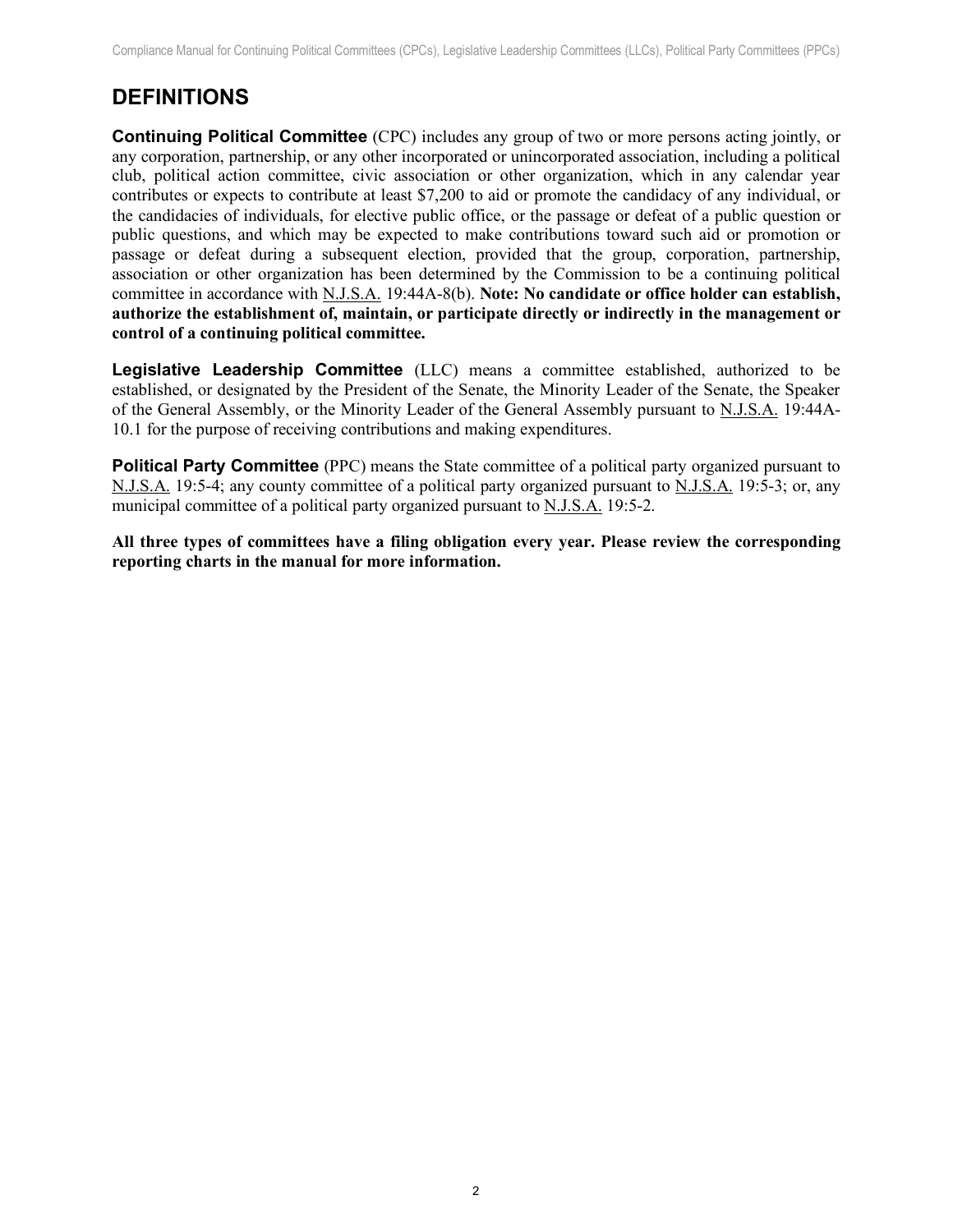## DEFINITIONS

**Continuing Political Committee** (CPC) includes any group of two or more persons acting jointly, or any corporation, partnership, or any other incorporated or unincorporated association, including a political club, political action committee, civic association or other organization, which in any calendar year contributes or expects to contribute at least $7,200 to aid or promote the candidacy of any individual, or the candidacies of individuals, for elective public office, or the passage or defeat of a public question or public questions, and which may be expected to make contributions toward such aid or promotion or passage or defeat during a subsequent election, provided that the group, corporation, partnership, association or other organization has been determined by the Commission to be a continuing political committee in accordance with N.J.S.A. 19:44A-8(b). **Note: No candidate or office holder can establish, authorize the establishment of, maintain, or participate directly or indirectly in the management or control of a continuing political committee.**

**Legislative Leadership Committee** (LLC) means a committee established, authorized to be established, or designated by the President of the Senate, the Minority Leader of the Senate, the Speaker of the General Assembly, or the Minority Leader of the General Assembly pursuant to N.J.S.A. 19:44A-10.1 for the purpose of receiving contributions and making expenditures.

**Political Party Committee** (PPC) means the State committee of a political party organized pursuant to N.J.S.A. 19:5-4; any county committee of a political party organized pursuant to N.J.S.A. 19:5-3; or, any municipal committee of a political party organized pursuant to N.J.S.A. 19:5-2.

**All three types of committees have a filing obligation every year. Please review the corresponding reporting charts in the manual for more information.**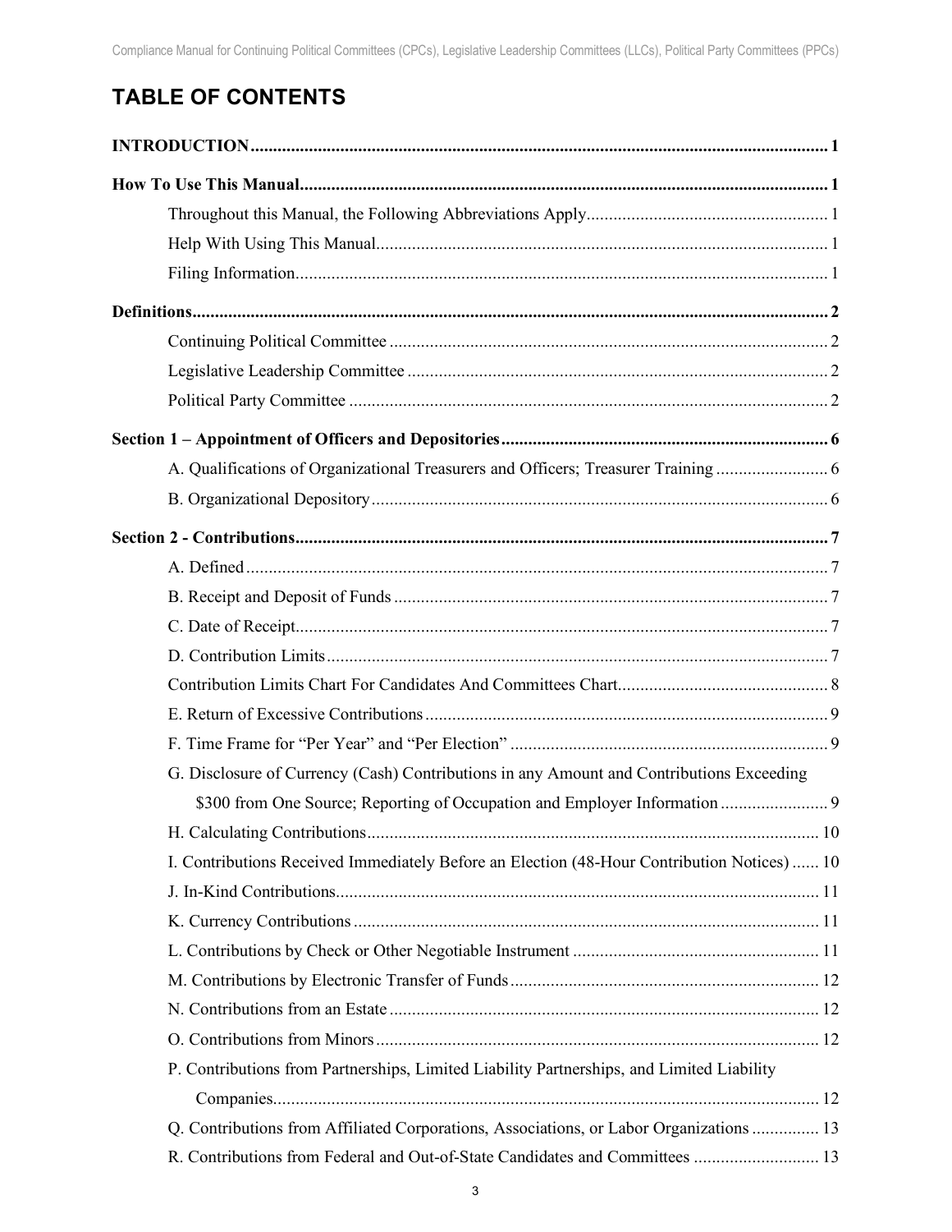# TABLE OF CONTENTS

**INTRODUCTION** ........................................ **1**

**How To Use This Manual** ........................................ **1**

- Throughout this Manual, the Following Abbreviations Apply ........................................ 1
- Help With Using This Manual ........................................ 1
- Filing Information ........................................ 1

**Definitions** ........................................ **2**

- Continuing Political Committee ........................................ 2
- Legislative Leadership Committee ........................................ 2
- Political Party Committee ........................................ 2

**Section 1 – Appointment of Officers and Depositories** ........................................ **6**

- A. Qualifications of Organizational Treasurers and Officers; Treasurer Training ........................................ 6
- B. Organizational Depository ........................................ 6

**Section 2 - Contributions** ........................................ **7**

- A. Defined ........................................ 7
- B. Receipt and Deposit of Funds ........................................ 7
- C. Date of Receipt ........................................ 7
- D. Contribution Limits ........................................ 7
- Contribution Limits Chart For Candidates And Committees Chart ........................................ 8
- E. Return of Excessive Contributions ........................................ 9
- F. Time Frame for "Per Year" and "Per Election" ........................................ 9
- G. Disclosure of Currency (Cash) Contributions in any Amount and Contributions Exceeding $300 from One Source; Reporting of Occupation and Employer Information ........................................ 9
- H. Calculating Contributions ........................................ 10
- I. Contributions Received Immediately Before an Election (48-Hour Contribution Notices) ........................................ 10
- J. In-Kind Contributions ........................................ 11
- K. Currency Contributions ........................................ 11
- L. Contributions by Check or Other Negotiable Instrument ........................................ 11
- M. Contributions by Electronic Transfer of Funds ........................................ 12
- N. Contributions from an Estate ........................................ 12
- O. Contributions from Minors ........................................ 12
- P. Contributions from Partnerships, Limited Liability Partnerships, and Limited Liability Companies ........................................ 12
- Q. Contributions from Affiliated Corporations, Associations, or Labor Organizations ........................................ 13
- R. Contributions from Federal and Out-of-State Candidates and Committees ........................................ 13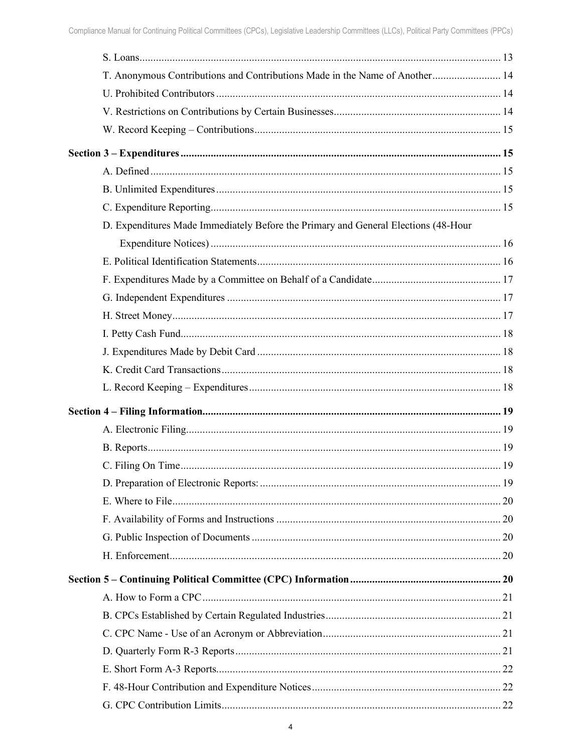S. Loans ... 13

T. Anonymous Contributions and Contributions Made in the Name of Another ... 14

U. Prohibited Contributors ... 14

V. Restrictions on Contributions by Certain Businesses ... 14

W. Record Keeping – Contributions ... 15

**Section 3 – Expenditures ... 15**

A. Defined ... 15

B. Unlimited Expenditures ... 15

C. Expenditure Reporting ... 15

D. Expenditures Made Immediately Before the Primary and General Elections (48-Hour Expenditure Notices) ... 16

E. Political Identification Statements ... 16

F. Expenditures Made by a Committee on Behalf of a Candidate ... 17

G. Independent Expenditures ... 17

H. Street Money ... 17

I. Petty Cash Fund ... 18

J. Expenditures Made by Debit Card ... 18

K. Credit Card Transactions ... 18

L. Record Keeping – Expenditures ... 18

**Section 4 – Filing Information ... 19**

A. Electronic Filing ... 19

B. Reports ... 19

C. Filing On Time ... 19

D. Preparation of Electronic Reports: ... 19

E. Where to File ... 20

F. Availability of Forms and Instructions ... 20

G. Public Inspection of Documents ... 20

H. Enforcement ... 20

**Section 5 – Continuing Political Committee (CPC) Information ... 20**

A. How to Form a CPC ... 21

B. CPCs Established by Certain Regulated Industries ... 21

C. CPC Name - Use of an Acronym or Abbreviation ... 21

D. Quarterly Form R-3 Reports ... 21

E. Short Form A-3 Reports ... 22

F. 48-Hour Contribution and Expenditure Notices ... 22

G. CPC Contribution Limits ... 22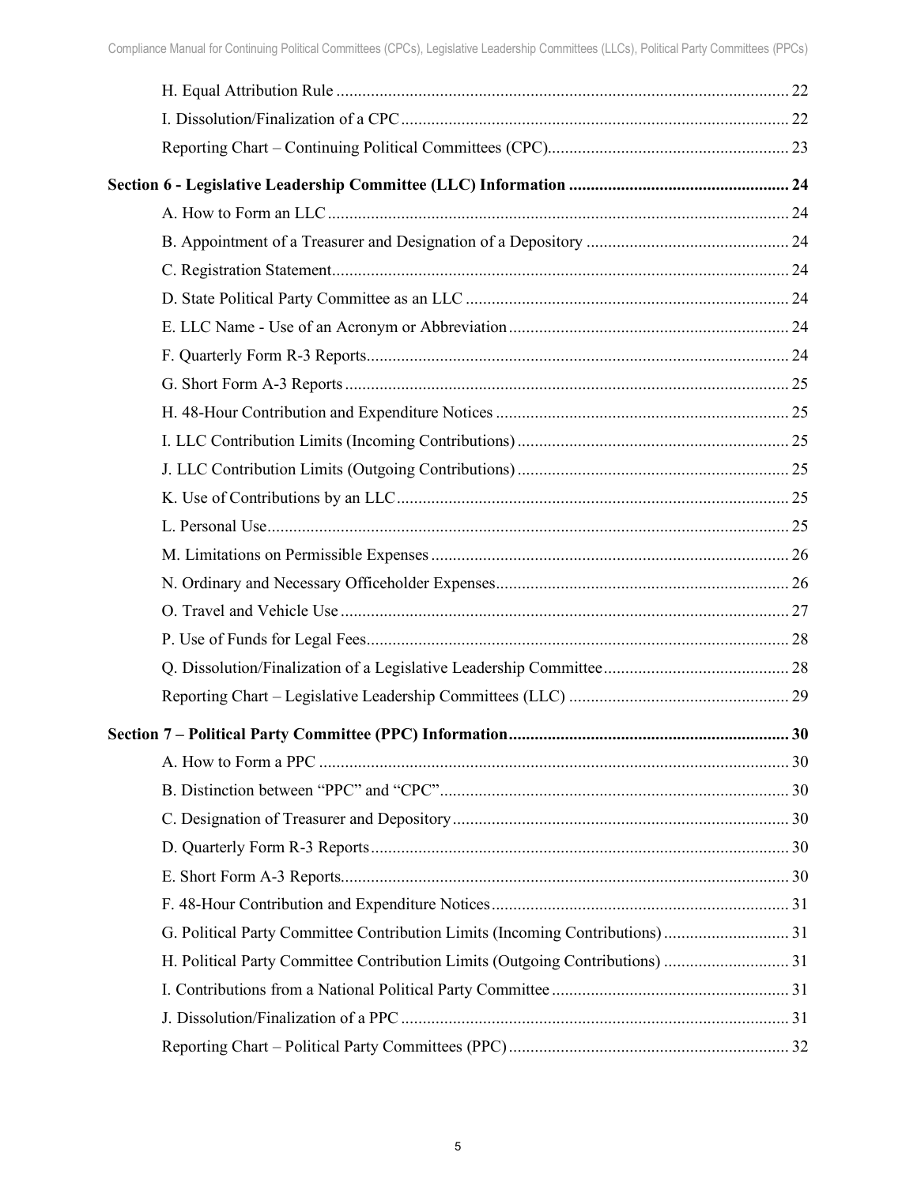H. Equal Attribution Rule ........................................................................................................ 22

I. Dissolution/Finalization of a CPC ......................................................................................... 22

Reporting Chart – Continuing Political Committees (CPC)........................................................ 23

**Section 6 - Legislative Leadership Committee (LLC) Information .................................................. 24**

A. How to Form an LLC ........................................................................................................... 24

B. Appointment of a Treasurer and Designation of a Depository ............................................... 24

C. Registration Statement.......................................................................................................... 24

D. State Political Party Committee as an LLC ........................................................................... 24

E. LLC Name - Use of an Acronym or Abbreviation ................................................................. 24

F. Quarterly Form R-3 Reports.................................................................................................. 24

G. Short Form A-3 Reports ....................................................................................................... 25

H. 48-Hour Contribution and Expenditure Notices .................................................................... 25

I. LLC Contribution Limits (Incoming Contributions) ............................................................... 25

J. LLC Contribution Limits (Outgoing Contributions) ............................................................... 25

K. Use of Contributions by an LLC ........................................................................................... 25

L. Personal Use......................................................................................................................... 25

M. Limitations on Permissible Expenses ................................................................................... 26

N. Ordinary and Necessary Officeholder Expenses.................................................................... 26

O. Travel and Vehicle Use ........................................................................................................ 27

P. Use of Funds for Legal Fees.................................................................................................. 28

Q. Dissolution/Finalization of a Legislative Leadership Committee ........................................... 28

Reporting Chart – Legislative Leadership Committees (LLC) ................................................... 29

**Section 7 – Political Party Committee (PPC) Information................................................................ 30**

A. How to Form a PPC ............................................................................................................. 30

B. Distinction between “PPC” and “CPC”................................................................................. 30

C. Designation of Treasurer and Depository .............................................................................. 30

D. Quarterly Form R-3 Reports ................................................................................................. 30

E. Short Form A-3 Reports........................................................................................................ 30

F. 48-Hour Contribution and Expenditure Notices ..................................................................... 31

G. Political Party Committee Contribution Limits (Incoming Contributions) ............................. 31

H. Political Party Committee Contribution Limits (Outgoing Contributions) ............................. 31

I. Contributions from a National Political Party Committee ....................................................... 31

J. Dissolution/Finalization of a PPC .......................................................................................... 31

Reporting Chart – Political Party Committees (PPC) ................................................................. 32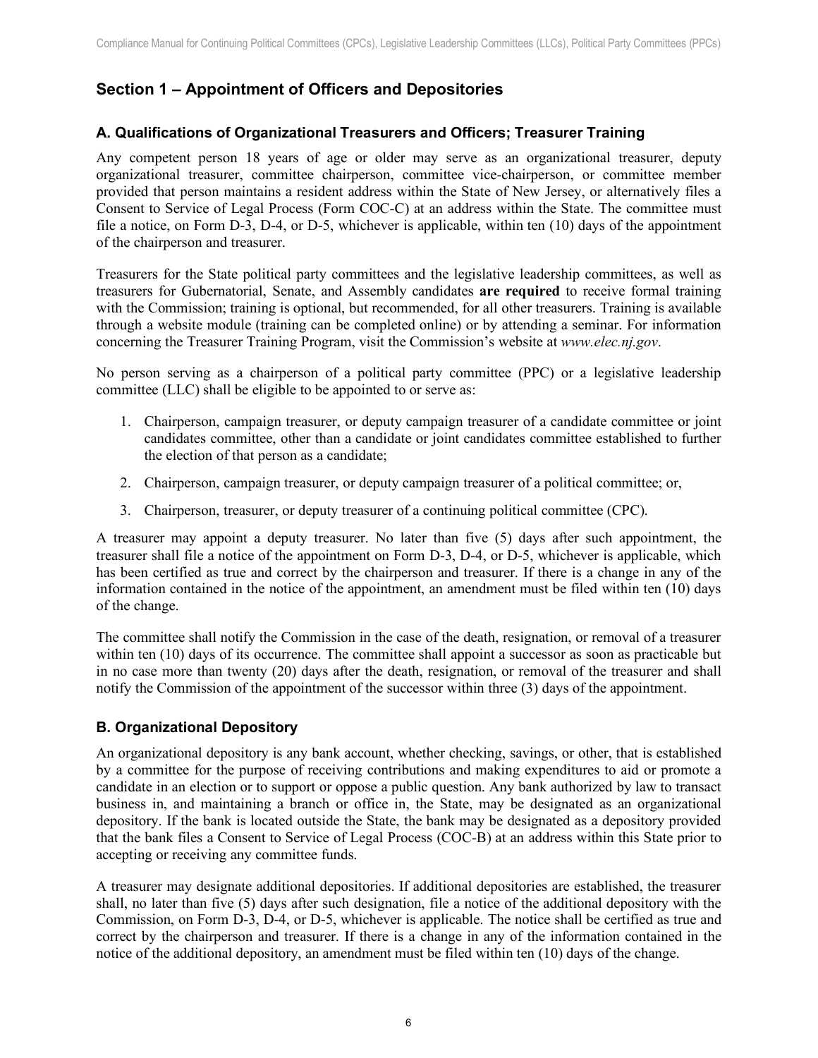## Section 1 – Appointment of Officers and Depositories

### A. Qualifications of Organizational Treasurers and Officers; Treasurer Training

Any competent person 18 years of age or older may serve as an organizational treasurer, deputy organizational treasurer, committee chairperson, committee vice-chairperson, or committee member provided that person maintains a resident address within the State of New Jersey, or alternatively files a Consent to Service of Legal Process (Form COC-C) at an address within the State. The committee must file a notice, on Form D-3, D-4, or D-5, whichever is applicable, within ten (10) days of the appointment of the chairperson and treasurer.

Treasurers for the State political party committees and the legislative leadership committees, as well as treasurers for Gubernatorial, Senate, and Assembly candidates **are required** to receive formal training with the Commission; training is optional, but recommended, for all other treasurers. Training is available through a website module (training can be completed online) or by attending a seminar. For information concerning the Treasurer Training Program, visit the Commission's website at *www.elec.nj.gov*.

No person serving as a chairperson of a political party committee (PPC) or a legislative leadership committee (LLC) shall be eligible to be appointed to or serve as:

1. Chairperson, campaign treasurer, or deputy campaign treasurer of a candidate committee or joint candidates committee, other than a candidate or joint candidates committee established to further the election of that person as a candidate;
2. Chairperson, campaign treasurer, or deputy campaign treasurer of a political committee; or,
3. Chairperson, treasurer, or deputy treasurer of a continuing political committee (CPC).

A treasurer may appoint a deputy treasurer. No later than five (5) days after such appointment, the treasurer shall file a notice of the appointment on Form D-3, D-4, or D-5, whichever is applicable, which has been certified as true and correct by the chairperson and treasurer. If there is a change in any of the information contained in the notice of the appointment, an amendment must be filed within ten (10) days of the change.

The committee shall notify the Commission in the case of the death, resignation, or removal of a treasurer within ten (10) days of its occurrence. The committee shall appoint a successor as soon as practicable but in no case more than twenty (20) days after the death, resignation, or removal of the treasurer and shall notify the Commission of the appointment of the successor within three (3) days of the appointment.

### B. Organizational Depository

An organizational depository is any bank account, whether checking, savings, or other, that is established by a committee for the purpose of receiving contributions and making expenditures to aid or promote a candidate in an election or to support or oppose a public question. Any bank authorized by law to transact business in, and maintaining a branch or office in, the State, may be designated as an organizational depository. If the bank is located outside the State, the bank may be designated as a depository provided that the bank files a Consent to Service of Legal Process (COC-B) at an address within this State prior to accepting or receiving any committee funds.

A treasurer may designate additional depositories. If additional depositories are established, the treasurer shall, no later than five (5) days after such designation, file a notice of the additional depository with the Commission, on Form D-3, D-4, or D-5, whichever is applicable. The notice shall be certified as true and correct by the chairperson and treasurer. If there is a change in any of the information contained in the notice of the additional depository, an amendment must be filed within ten (10) days of the change.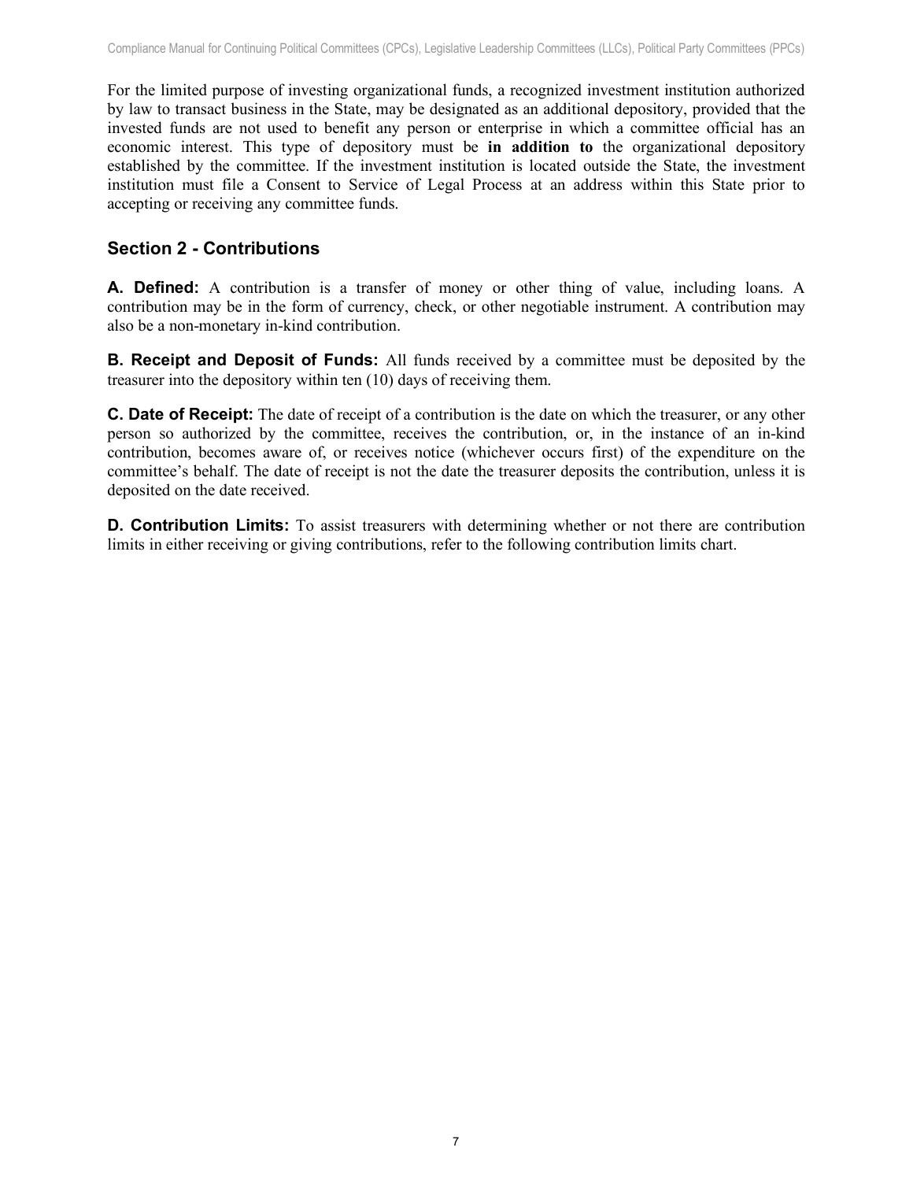For the limited purpose of investing organizational funds, a recognized investment institution authorized by law to transact business in the State, may be designated as an additional depository, provided that the invested funds are not used to benefit any person or enterprise in which a committee official has an economic interest. This type of depository must be **in addition to** the organizational depository established by the committee. If the investment institution is located outside the State, the investment institution must file a Consent to Service of Legal Process at an address within this State prior to accepting or receiving any committee funds.

## Section 2 - Contributions

**A. Defined:** A contribution is a transfer of money or other thing of value, including loans. A contribution may be in the form of currency, check, or other negotiable instrument. A contribution may also be a non-monetary in-kind contribution.

**B. Receipt and Deposit of Funds:** All funds received by a committee must be deposited by the treasurer into the depository within ten (10) days of receiving them.

**C. Date of Receipt:** The date of receipt of a contribution is the date on which the treasurer, or any other person so authorized by the committee, receives the contribution, or, in the instance of an in-kind contribution, becomes aware of, or receives notice (whichever occurs first) of the expenditure on the committee's behalf. The date of receipt is not the date the treasurer deposits the contribution, unless it is deposited on the date received.

**D. Contribution Limits:** To assist treasurers with determining whether or not there are contribution limits in either receiving or giving contributions, refer to the following contribution limits chart.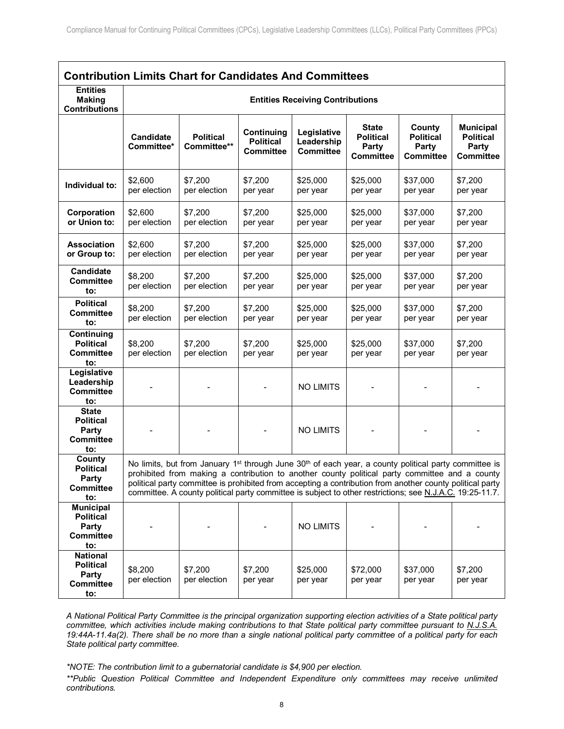## Contribution Limits Chart for Candidates And Committees

| Entities Making Contributions | Entities Receiving Contributions | | | | | | |
|---|---|---|---|---|---|---|---|
| | **Candidate Committee*** | **Political Committee**** | **Continuing Political Committee** | **Legislative Leadership Committee** | **State Political Party Committee** | **County Political Party Committee** | **Municipal Political Party Committee** |
| **Individual to:** | $2,600 per election | $7,200 per election | $7,200 per year | $25,000 per year | $25,000 per year | $37,000 per year | $7,200 per year |
| **Corporation or Union to:** | $2,600 per election | $7,200 per election | $7,200 per year | $25,000 per year | $25,000 per year | $37,000 per year | $7,200 per year |
| **Association or Group to:** | $2,600 per election | $7,200 per election | $7,200 per year | $25,000 per year | $25,000 per year | $37,000 per year | $7,200 per year |
| **Candidate Committee to:** | $8,200 per election | $7,200 per election | $7,200 per year | $25,000 per year | $25,000 per year | $37,000 per year | $7,200 per year |
| **Political Committee to:** | $8,200 per election | $7,200 per election | $7,200 per year | $25,000 per year | $25,000 per year | $37,000 per year | $7,200 per year |
| **Continuing Political Committee to:** | $8,200 per election | $7,200 per election | $7,200 per year | $25,000 per year | $25,000 per year | $37,000 per year | $7,200 per year |
| **Legislative Leadership Committee to:** | - | - | - | NO LIMITS | - | - | - |
| **State Political Party Committee to:** | - | - | - | NO LIMITS | - | - | - |
| **County Political Party Committee to:** | No limits, but from January 1st through June 30th of each year, a county political party committee is prohibited from making a contribution to another county political party committee and a county political party committee is prohibited from accepting a contribution from another county political party committee. A county political party committee is subject to other restrictions; see N.J.A.C. 19:25-11.7. | | | | | | |
| **Municipal Political Party Committee to:** | - | - | - | NO LIMITS | - | - | - |
| **National Political Party Committee to:** | $8,200 per election | $7,200 per election | $7,200 per year | $25,000 per year | $72,000 per year | $37,000 per year | $7,200 per year |

*A National Political Party Committee is the principal organization supporting election activities of a State political party committee, which activities include making contributions to that State political party committee pursuant to N.J.S.A. 19:44A-11.4a(2). There shall be no more than a single national political party committee of a political party for each State political party committee.*

*\*NOTE: The contribution limit to a gubernatorial candidate is $4,900 per election.*

*\*\*Public Question Political Committee and Independent Expenditure only committees may receive unlimited contributions.*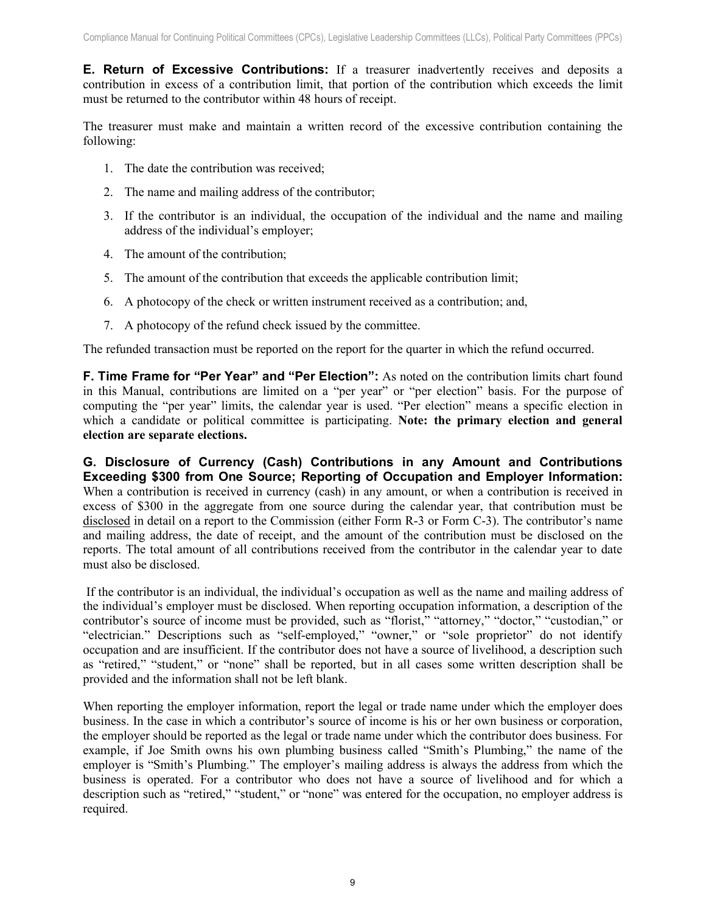**E. Return of Excessive Contributions:** If a treasurer inadvertently receives and deposits a contribution in excess of a contribution limit, that portion of the contribution which exceeds the limit must be returned to the contributor within 48 hours of receipt.

The treasurer must make and maintain a written record of the excessive contribution containing the following:

1. The date the contribution was received;
2. The name and mailing address of the contributor;
3. If the contributor is an individual, the occupation of the individual and the name and mailing address of the individual's employer;
4. The amount of the contribution;
5. The amount of the contribution that exceeds the applicable contribution limit;
6. A photocopy of the check or written instrument received as a contribution; and,
7. A photocopy of the refund check issued by the committee.

The refunded transaction must be reported on the report for the quarter in which the refund occurred.

**F. Time Frame for "Per Year" and "Per Election":** As noted on the contribution limits chart found in this Manual, contributions are limited on a "per year" or "per election" basis. For the purpose of computing the "per year" limits, the calendar year is used. "Per election" means a specific election in which a candidate or political committee is participating. **Note: the primary election and general election are separate elections.**

**G. Disclosure of Currency (Cash) Contributions in any Amount and Contributions Exceeding $300 from One Source; Reporting of Occupation and Employer Information:** When a contribution is received in currency (cash) in any amount, or when a contribution is received in excess of $300 in the aggregate from one source during the calendar year, that contribution must be disclosed in detail on a report to the Commission (either Form R-3 or Form C-3). The contributor's name and mailing address, the date of receipt, and the amount of the contribution must be disclosed on the reports. The total amount of all contributions received from the contributor in the calendar year to date must also be disclosed.

If the contributor is an individual, the individual's occupation as well as the name and mailing address of the individual's employer must be disclosed. When reporting occupation information, a description of the contributor's source of income must be provided, such as "florist," "attorney," "doctor," "custodian," or "electrician." Descriptions such as "self-employed," "owner," or "sole proprietor" do not identify occupation and are insufficient. If the contributor does not have a source of livelihood, a description such as "retired," "student," or "none" shall be reported, but in all cases some written description shall be provided and the information shall not be left blank.

When reporting the employer information, report the legal or trade name under which the employer does business. In the case in which a contributor's source of income is his or her own business or corporation, the employer should be reported as the legal or trade name under which the contributor does business. For example, if Joe Smith owns his own plumbing business called "Smith's Plumbing," the name of the employer is "Smith's Plumbing." The employer's mailing address is always the address from which the business is operated. For a contributor who does not have a source of livelihood and for which a description such as "retired," "student," or "none" was entered for the occupation, no employer address is required.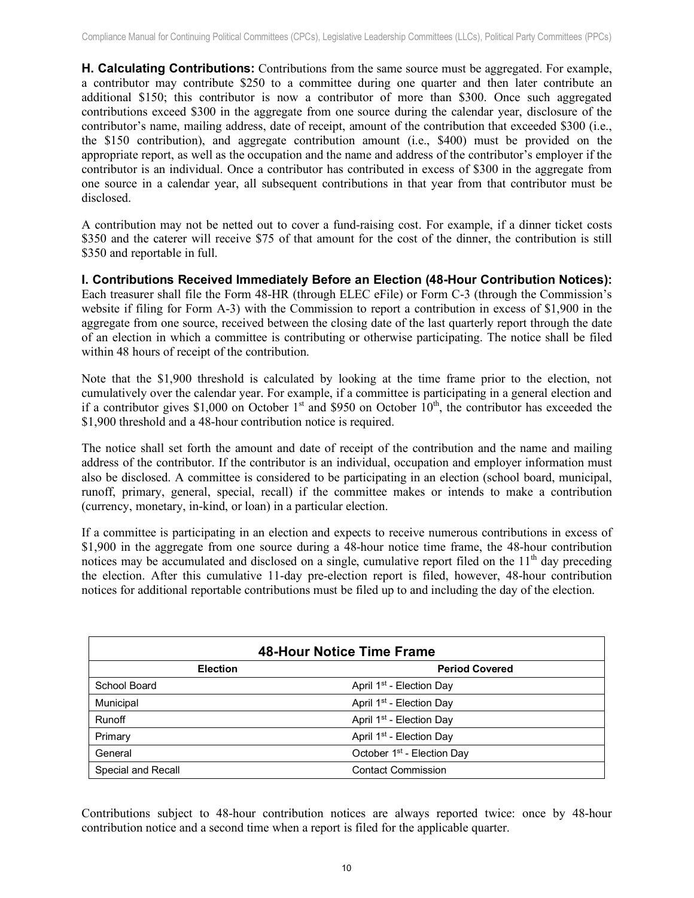**H. Calculating Contributions:** Contributions from the same source must be aggregated. For example, a contributor may contribute \$250 to a committee during one quarter and then later contribute an additional \$150; this contributor is now a contributor of more than \$300. Once such aggregated contributions exceed \$300 in the aggregate from one source during the calendar year, disclosure of the contributor's name, mailing address, date of receipt, amount of the contribution that exceeded \$300 (i.e., the \$150 contribution), and aggregate contribution amount (i.e., \$400) must be provided on the appropriate report, as well as the occupation and the name and address of the contributor's employer if the contributor is an individual. Once a contributor has contributed in excess of \$300 in the aggregate from one source in a calendar year, all subsequent contributions in that year from that contributor must be disclosed.

A contribution may not be netted out to cover a fund-raising cost. For example, if a dinner ticket costs \$350 and the caterer will receive \$75 of that amount for the cost of the dinner, the contribution is still \$350 and reportable in full.

**I. Contributions Received Immediately Before an Election (48-Hour Contribution Notices):** Each treasurer shall file the Form 48-HR (through ELEC eFile) or Form C-3 (through the Commission's website if filing for Form A-3) with the Commission to report a contribution in excess of \$1,900 in the aggregate from one source, received between the closing date of the last quarterly report through the date of an election in which a committee is contributing or otherwise participating. The notice shall be filed within 48 hours of receipt of the contribution.

Note that the \$1,900 threshold is calculated by looking at the time frame prior to the election, not cumulatively over the calendar year. For example, if a committee is participating in a general election and if a contributor gives \$1,000 on October 1st and \$950 on October 10th, the contributor has exceeded the \$1,900 threshold and a 48-hour contribution notice is required.

The notice shall set forth the amount and date of receipt of the contribution and the name and mailing address of the contributor. If the contributor is an individual, occupation and employer information must also be disclosed. A committee is considered to be participating in an election (school board, municipal, runoff, primary, general, special, recall) if the committee makes or intends to make a contribution (currency, monetary, in-kind, or loan) in a particular election.

If a committee is participating in an election and expects to receive numerous contributions in excess of \$1,900 in the aggregate from one source during a 48-hour notice time frame, the 48-hour contribution notices may be accumulated and disclosed on a single, cumulative report filed on the 11th day preceding the election. After this cumulative 11-day pre-election report is filed, however, 48-hour contribution notices for additional reportable contributions must be filed up to and including the day of the election.

| **48-Hour Notice Time Frame** | |
|---|---|
| **Election** | **Period Covered** |
| School Board | April 1st - Election Day |
| Municipal | April 1st - Election Day |
| Runoff | April 1st - Election Day |
| Primary | April 1st - Election Day |
| General | October 1st - Election Day |
| Special and Recall | Contact Commission |

Contributions subject to 48-hour contribution notices are always reported twice: once by 48-hour contribution notice and a second time when a report is filed for the applicable quarter.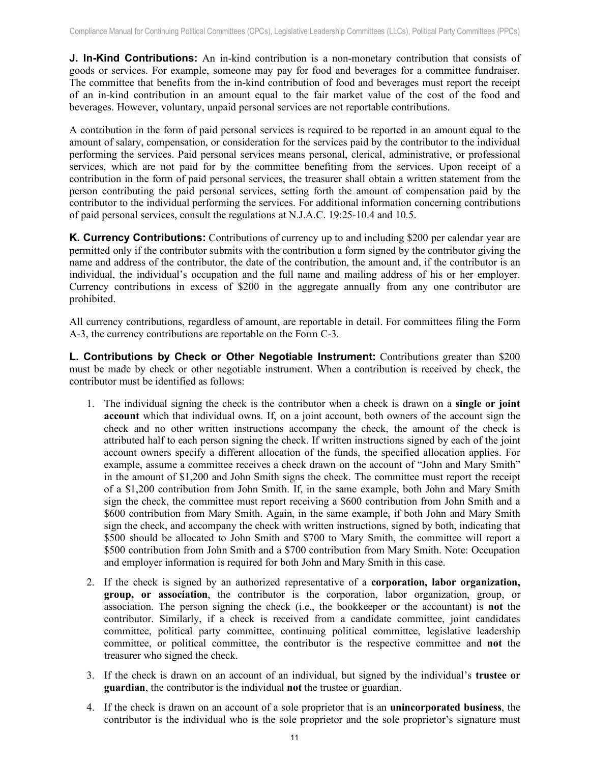**J. In-Kind Contributions:** An in-kind contribution is a non-monetary contribution that consists of goods or services. For example, someone may pay for food and beverages for a committee fundraiser. The committee that benefits from the in-kind contribution of food and beverages must report the receipt of an in-kind contribution in an amount equal to the fair market value of the cost of the food and beverages. However, voluntary, unpaid personal services are not reportable contributions.

A contribution in the form of paid personal services is required to be reported in an amount equal to the amount of salary, compensation, or consideration for the services paid by the contributor to the individual performing the services. Paid personal services means personal, clerical, administrative, or professional services, which are not paid for by the committee benefiting from the services. Upon receipt of a contribution in the form of paid personal services, the treasurer shall obtain a written statement from the person contributing the paid personal services, setting forth the amount of compensation paid by the contributor to the individual performing the services. For additional information concerning contributions of paid personal services, consult the regulations at N.J.A.C. 19:25-10.4 and 10.5.

**K. Currency Contributions:** Contributions of currency up to and including $200 per calendar year are permitted only if the contributor submits with the contribution a form signed by the contributor giving the name and address of the contributor, the date of the contribution, the amount and, if the contributor is an individual, the individual's occupation and the full name and mailing address of his or her employer. Currency contributions in excess of $200 in the aggregate annually from any one contributor are prohibited.

All currency contributions, regardless of amount, are reportable in detail. For committees filing the Form A-3, the currency contributions are reportable on the Form C-3.

**L. Contributions by Check or Other Negotiable Instrument:** Contributions greater than $200 must be made by check or other negotiable instrument. When a contribution is received by check, the contributor must be identified as follows:

1. The individual signing the check is the contributor when a check is drawn on a **single or joint account** which that individual owns. If, on a joint account, both owners of the account sign the check and no other written instructions accompany the check, the amount of the check is attributed half to each person signing the check. If written instructions signed by each of the joint account owners specify a different allocation of the funds, the specified allocation applies. For example, assume a committee receives a check drawn on the account of "John and Mary Smith" in the amount of $1,200 and John Smith signs the check. The committee must report the receipt of a $1,200 contribution from John Smith. If, in the same example, both John and Mary Smith sign the check, the committee must report receiving a $600 contribution from John Smith and a $600 contribution from Mary Smith. Again, in the same example, if both John and Mary Smith sign the check, and accompany the check with written instructions, signed by both, indicating that $500 should be allocated to John Smith and $700 to Mary Smith, the committee will report a $500 contribution from John Smith and a $700 contribution from Mary Smith. Note: Occupation and employer information is required for both John and Mary Smith in this case.

2. If the check is signed by an authorized representative of a **corporation, labor organization, group, or association**, the contributor is the corporation, labor organization, group, or association. The person signing the check (i.e., the bookkeeper or the accountant) is **not** the contributor. Similarly, if a check is received from a candidate committee, joint candidates committee, political party committee, continuing political committee, legislative leadership committee, or political committee, the contributor is the respective committee and **not** the treasurer who signed the check.

3. If the check is drawn on an account of an individual, but signed by the individual's **trustee or guardian**, the contributor is the individual **not** the trustee or guardian.

4. If the check is drawn on an account of a sole proprietor that is an **unincorporated business**, the contributor is the individual who is the sole proprietor and the sole proprietor's signature must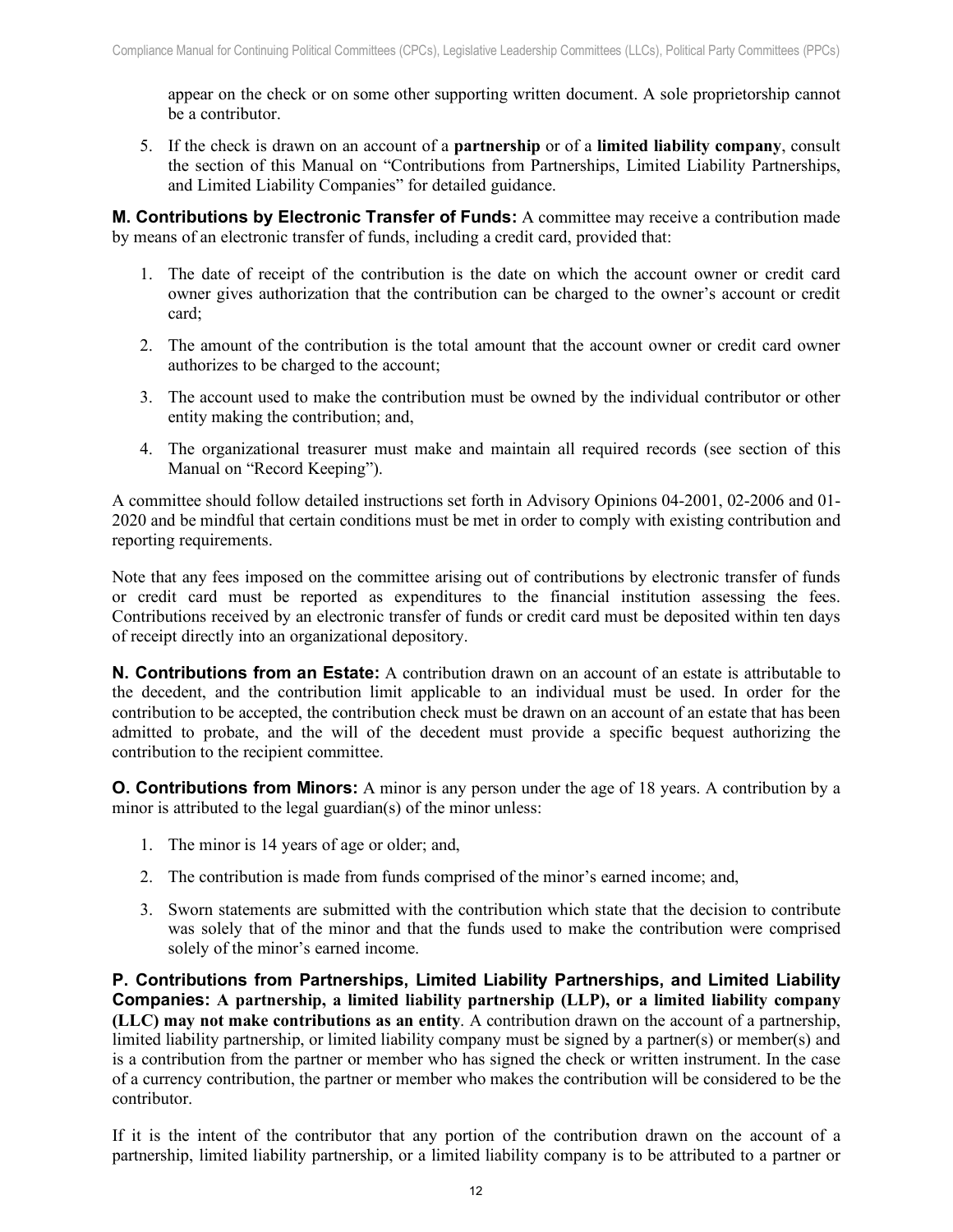appear on the check or on some other supporting written document. A sole proprietorship cannot be a contributor.

5. If the check is drawn on an account of a **partnership** or of a **limited liability company**, consult the section of this Manual on "Contributions from Partnerships, Limited Liability Partnerships, and Limited Liability Companies" for detailed guidance.

**M. Contributions by Electronic Transfer of Funds:** A committee may receive a contribution made by means of an electronic transfer of funds, including a credit card, provided that:

1. The date of receipt of the contribution is the date on which the account owner or credit card owner gives authorization that the contribution can be charged to the owner's account or credit card;

2. The amount of the contribution is the total amount that the account owner or credit card owner authorizes to be charged to the account;

3. The account used to make the contribution must be owned by the individual contributor or other entity making the contribution; and,

4. The organizational treasurer must make and maintain all required records (see section of this Manual on "Record Keeping").

A committee should follow detailed instructions set forth in Advisory Opinions 04-2001, 02-2006 and 01-2020 and be mindful that certain conditions must be met in order to comply with existing contribution and reporting requirements.

Note that any fees imposed on the committee arising out of contributions by electronic transfer of funds or credit card must be reported as expenditures to the financial institution assessing the fees. Contributions received by an electronic transfer of funds or credit card must be deposited within ten days of receipt directly into an organizational depository.

**N. Contributions from an Estate:** A contribution drawn on an account of an estate is attributable to the decedent, and the contribution limit applicable to an individual must be used. In order for the contribution to be accepted, the contribution check must be drawn on an account of an estate that has been admitted to probate, and the will of the decedent must provide a specific bequest authorizing the contribution to the recipient committee.

**O. Contributions from Minors:** A minor is any person under the age of 18 years. A contribution by a minor is attributed to the legal guardian(s) of the minor unless:

1. The minor is 14 years of age or older; and,

2. The contribution is made from funds comprised of the minor's earned income; and,

3. Sworn statements are submitted with the contribution which state that the decision to contribute was solely that of the minor and that the funds used to make the contribution were comprised solely of the minor's earned income.

**P. Contributions from Partnerships, Limited Liability Partnerships, and Limited Liability Companies: A partnership, a limited liability partnership (LLP), or a limited liability company (LLC) may not make contributions as an entity**. A contribution drawn on the account of a partnership, limited liability partnership, or limited liability company must be signed by a partner(s) or member(s) and is a contribution from the partner or member who has signed the check or written instrument. In the case of a currency contribution, the partner or member who makes the contribution will be considered to be the contributor.

If it is the intent of the contributor that any portion of the contribution drawn on the account of a partnership, limited liability partnership, or a limited liability company is to be attributed to a partner or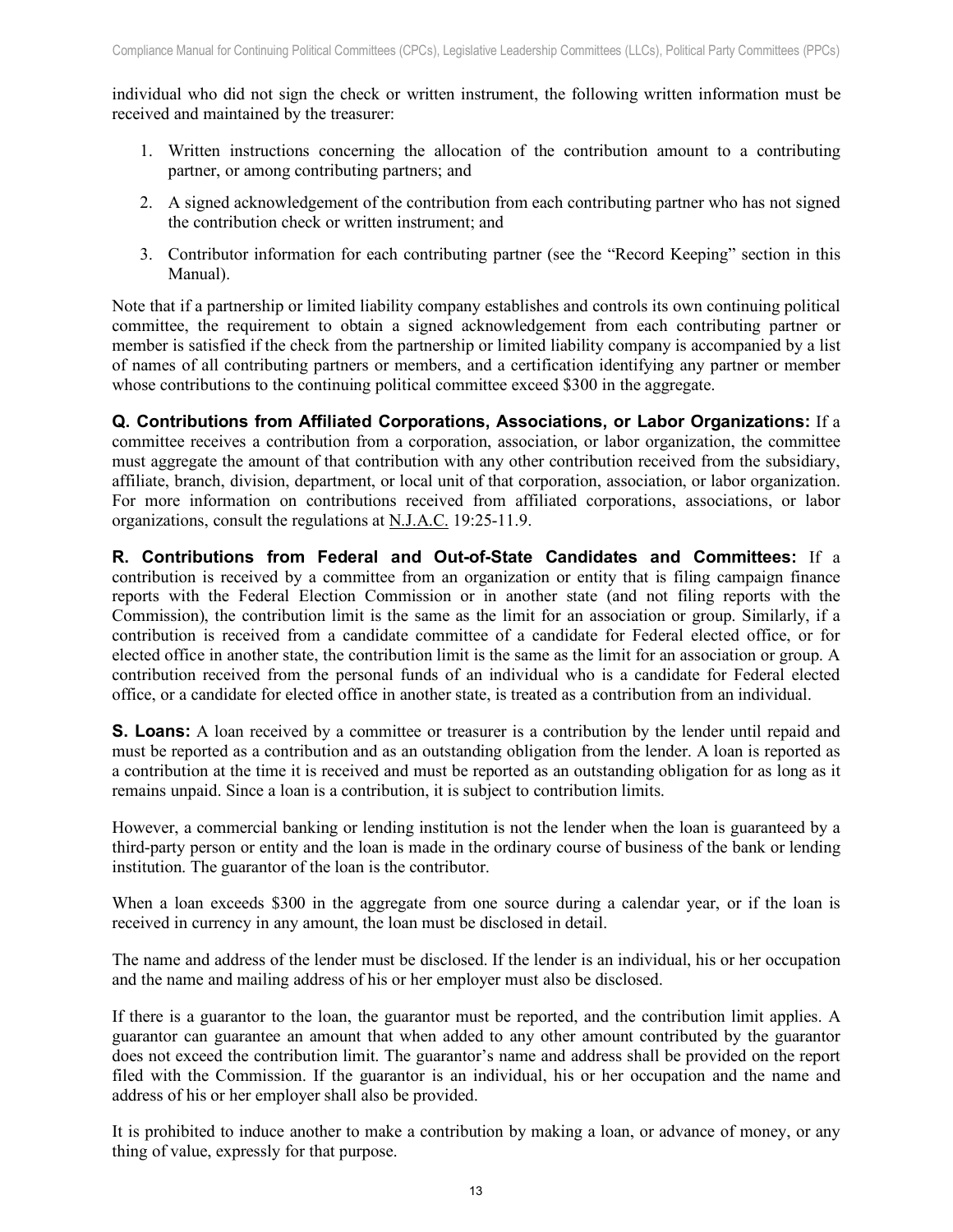individual who did not sign the check or written instrument, the following written information must be received and maintained by the treasurer:

1. Written instructions concerning the allocation of the contribution amount to a contributing partner, or among contributing partners; and
2. A signed acknowledgement of the contribution from each contributing partner who has not signed the contribution check or written instrument; and
3. Contributor information for each contributing partner (see the "Record Keeping" section in this Manual).

Note that if a partnership or limited liability company establishes and controls its own continuing political committee, the requirement to obtain a signed acknowledgement from each contributing partner or member is satisfied if the check from the partnership or limited liability company is accompanied by a list of names of all contributing partners or members, and a certification identifying any partner or member whose contributions to the continuing political committee exceed $300 in the aggregate.

**Q. Contributions from Affiliated Corporations, Associations, or Labor Organizations:** If a committee receives a contribution from a corporation, association, or labor organization, the committee must aggregate the amount of that contribution with any other contribution received from the subsidiary, affiliate, branch, division, department, or local unit of that corporation, association, or labor organization. For more information on contributions received from affiliated corporations, associations, or labor organizations, consult the regulations at N.J.A.C. 19:25-11.9.

**R. Contributions from Federal and Out-of-State Candidates and Committees:** If a contribution is received by a committee from an organization or entity that is filing campaign finance reports with the Federal Election Commission or in another state (and not filing reports with the Commission), the contribution limit is the same as the limit for an association or group. Similarly, if a contribution is received from a candidate committee of a candidate for Federal elected office, or for elected office in another state, the contribution limit is the same as the limit for an association or group. A contribution received from the personal funds of an individual who is a candidate for Federal elected office, or a candidate for elected office in another state, is treated as a contribution from an individual.

**S. Loans:** A loan received by a committee or treasurer is a contribution by the lender until repaid and must be reported as a contribution and as an outstanding obligation from the lender. A loan is reported as a contribution at the time it is received and must be reported as an outstanding obligation for as long as it remains unpaid. Since a loan is a contribution, it is subject to contribution limits.

However, a commercial banking or lending institution is not the lender when the loan is guaranteed by a third-party person or entity and the loan is made in the ordinary course of business of the bank or lending institution. The guarantor of the loan is the contributor.

When a loan exceeds $300 in the aggregate from one source during a calendar year, or if the loan is received in currency in any amount, the loan must be disclosed in detail.

The name and address of the lender must be disclosed. If the lender is an individual, his or her occupation and the name and mailing address of his or her employer must also be disclosed.

If there is a guarantor to the loan, the guarantor must be reported, and the contribution limit applies. A guarantor can guarantee an amount that when added to any other amount contributed by the guarantor does not exceed the contribution limit. The guarantor's name and address shall be provided on the report filed with the Commission. If the guarantor is an individual, his or her occupation and the name and address of his or her employer shall also be provided.

It is prohibited to induce another to make a contribution by making a loan, or advance of money, or any thing of value, expressly for that purpose.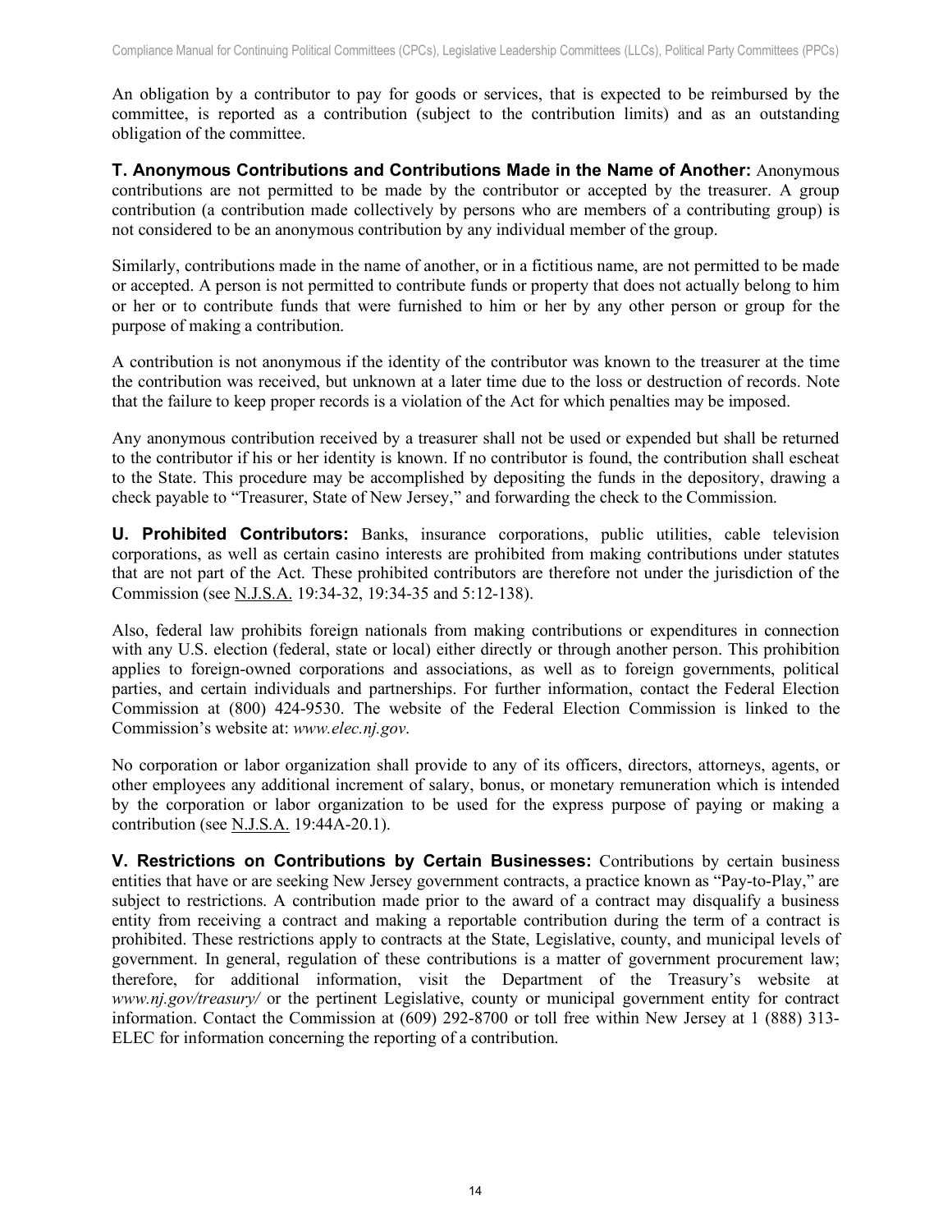An obligation by a contributor to pay for goods or services, that is expected to be reimbursed by the committee, is reported as a contribution (subject to the contribution limits) and as an outstanding obligation of the committee.

**T. Anonymous Contributions and Contributions Made in the Name of Another:** Anonymous contributions are not permitted to be made by the contributor or accepted by the treasurer. A group contribution (a contribution made collectively by persons who are members of a contributing group) is not considered to be an anonymous contribution by any individual member of the group.

Similarly, contributions made in the name of another, or in a fictitious name, are not permitted to be made or accepted. A person is not permitted to contribute funds or property that does not actually belong to him or her or to contribute funds that were furnished to him or her by any other person or group for the purpose of making a contribution.

A contribution is not anonymous if the identity of the contributor was known to the treasurer at the time the contribution was received, but unknown at a later time due to the loss or destruction of records. Note that the failure to keep proper records is a violation of the Act for which penalties may be imposed.

Any anonymous contribution received by a treasurer shall not be used or expended but shall be returned to the contributor if his or her identity is known. If no contributor is found, the contribution shall escheat to the State. This procedure may be accomplished by depositing the funds in the depository, drawing a check payable to "Treasurer, State of New Jersey," and forwarding the check to the Commission.

**U. Prohibited Contributors:** Banks, insurance corporations, public utilities, cable television corporations, as well as certain casino interests are prohibited from making contributions under statutes that are not part of the Act. These prohibited contributors are therefore not under the jurisdiction of the Commission (see N.J.S.A. 19:34-32, 19:34-35 and 5:12-138).

Also, federal law prohibits foreign nationals from making contributions or expenditures in connection with any U.S. election (federal, state or local) either directly or through another person. This prohibition applies to foreign-owned corporations and associations, as well as to foreign governments, political parties, and certain individuals and partnerships. For further information, contact the Federal Election Commission at (800) 424-9530. The website of the Federal Election Commission is linked to the Commission's website at: *www.elec.nj.gov*.

No corporation or labor organization shall provide to any of its officers, directors, attorneys, agents, or other employees any additional increment of salary, bonus, or monetary remuneration which is intended by the corporation or labor organization to be used for the express purpose of paying or making a contribution (see N.J.S.A. 19:44A-20.1).

**V. Restrictions on Contributions by Certain Businesses:** Contributions by certain business entities that have or are seeking New Jersey government contracts, a practice known as "Pay-to-Play," are subject to restrictions. A contribution made prior to the award of a contract may disqualify a business entity from receiving a contract and making a reportable contribution during the term of a contract is prohibited. These restrictions apply to contracts at the State, Legislative, county, and municipal levels of government. In general, regulation of these contributions is a matter of government procurement law; therefore, for additional information, visit the Department of the Treasury's website at *www.nj.gov/treasury/* or the pertinent Legislative, county or municipal government entity for contract information. Contact the Commission at (609) 292-8700 or toll free within New Jersey at 1 (888) 313-ELEC for information concerning the reporting of a contribution.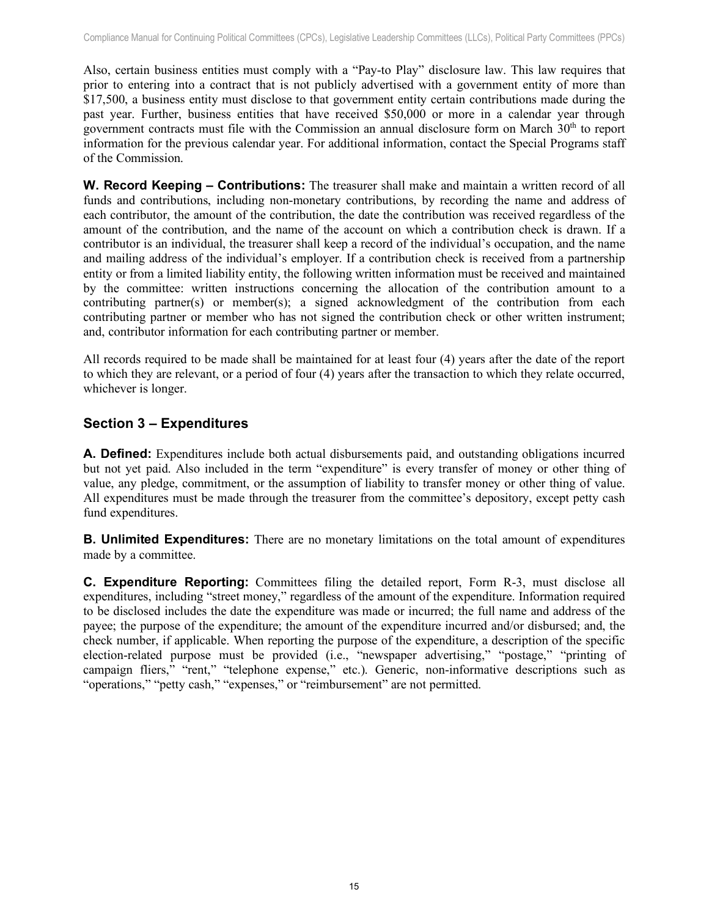Also, certain business entities must comply with a "Pay-to Play" disclosure law. This law requires that prior to entering into a contract that is not publicly advertised with a government entity of more than $17,500, a business entity must disclose to that government entity certain contributions made during the past year. Further, business entities that have received $50,000 or more in a calendar year through government contracts must file with the Commission an annual disclosure form on March 30th to report information for the previous calendar year. For additional information, contact the Special Programs staff of the Commission.

**W. Record Keeping – Contributions:** The treasurer shall make and maintain a written record of all funds and contributions, including non-monetary contributions, by recording the name and address of each contributor, the amount of the contribution, the date the contribution was received regardless of the amount of the contribution, and the name of the account on which a contribution check is drawn. If a contributor is an individual, the treasurer shall keep a record of the individual's occupation, and the name and mailing address of the individual's employer. If a contribution check is received from a partnership entity or from a limited liability entity, the following written information must be received and maintained by the committee: written instructions concerning the allocation of the contribution amount to a contributing partner(s) or member(s); a signed acknowledgment of the contribution from each contributing partner or member who has not signed the contribution check or other written instrument; and, contributor information for each contributing partner or member.

All records required to be made shall be maintained for at least four (4) years after the date of the report to which they are relevant, or a period of four (4) years after the transaction to which they relate occurred, whichever is longer.

## Section 3 – Expenditures

**A. Defined:** Expenditures include both actual disbursements paid, and outstanding obligations incurred but not yet paid. Also included in the term "expenditure" is every transfer of money or other thing of value, any pledge, commitment, or the assumption of liability to transfer money or other thing of value. All expenditures must be made through the treasurer from the committee's depository, except petty cash fund expenditures.

**B. Unlimited Expenditures:** There are no monetary limitations on the total amount of expenditures made by a committee.

**C. Expenditure Reporting:** Committees filing the detailed report, Form R-3, must disclose all expenditures, including "street money," regardless of the amount of the expenditure. Information required to be disclosed includes the date the expenditure was made or incurred; the full name and address of the payee; the purpose of the expenditure; the amount of the expenditure incurred and/or disbursed; and, the check number, if applicable. When reporting the purpose of the expenditure, a description of the specific election-related purpose must be provided (i.e., "newspaper advertising," "postage," "printing of campaign fliers," "rent," "telephone expense," etc.). Generic, non-informative descriptions such as "operations," "petty cash," "expenses," or "reimbursement" are not permitted.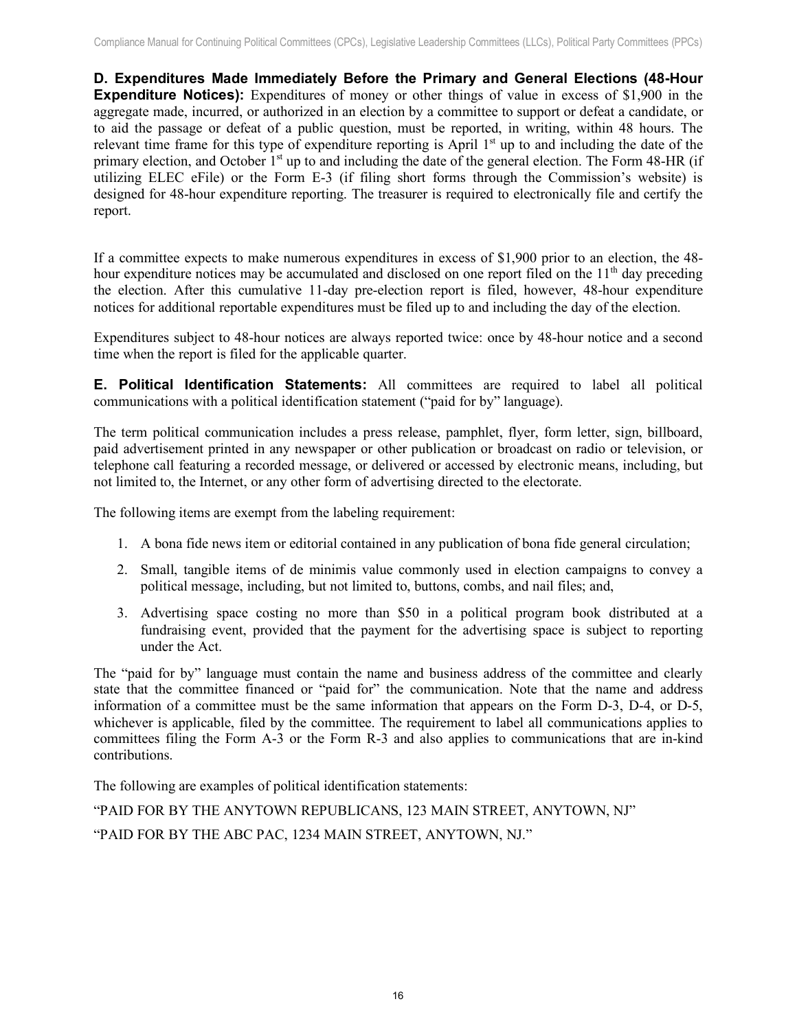**D. Expenditures Made Immediately Before the Primary and General Elections (48-Hour Expenditure Notices):** Expenditures of money or other things of value in excess of $1,900 in the aggregate made, incurred, or authorized in an election by a committee to support or defeat a candidate, or to aid the passage or defeat of a public question, must be reported, in writing, within 48 hours. The relevant time frame for this type of expenditure reporting is April 1st up to and including the date of the primary election, and October 1st up to and including the date of the general election. The Form 48-HR (if utilizing ELEC eFile) or the Form E-3 (if filing short forms through the Commission's website) is designed for 48-hour expenditure reporting. The treasurer is required to electronically file and certify the report.

If a committee expects to make numerous expenditures in excess of $1,900 prior to an election, the 48-hour expenditure notices may be accumulated and disclosed on one report filed on the 11th day preceding the election. After this cumulative 11-day pre-election report is filed, however, 48-hour expenditure notices for additional reportable expenditures must be filed up to and including the day of the election.

Expenditures subject to 48-hour notices are always reported twice: once by 48-hour notice and a second time when the report is filed for the applicable quarter.

**E. Political Identification Statements:** All committees are required to label all political communications with a political identification statement ("paid for by" language).

The term political communication includes a press release, pamphlet, flyer, form letter, sign, billboard, paid advertisement printed in any newspaper or other publication or broadcast on radio or television, or telephone call featuring a recorded message, or delivered or accessed by electronic means, including, but not limited to, the Internet, or any other form of advertising directed to the electorate.

The following items are exempt from the labeling requirement:

1. A bona fide news item or editorial contained in any publication of bona fide general circulation;
2. Small, tangible items of de minimis value commonly used in election campaigns to convey a political message, including, but not limited to, buttons, combs, and nail files; and,
3. Advertising space costing no more than $50 in a political program book distributed at a fundraising event, provided that the payment for the advertising space is subject to reporting under the Act.

The "paid for by" language must contain the name and business address of the committee and clearly state that the committee financed or "paid for" the communication. Note that the name and address information of a committee must be the same information that appears on the Form D-3, D-4, or D-5, whichever is applicable, filed by the committee. The requirement to label all communications applies to committees filing the Form A-3 or the Form R-3 and also applies to communications that are in-kind contributions.

The following are examples of political identification statements:

"PAID FOR BY THE ANYTOWN REPUBLICANS, 123 MAIN STREET, ANYTOWN, NJ"

"PAID FOR BY THE ABC PAC, 1234 MAIN STREET, ANYTOWN, NJ."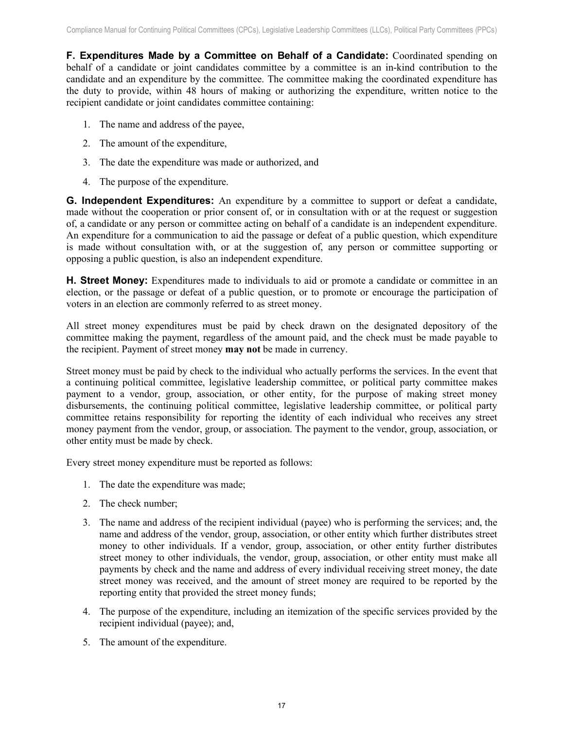**F. Expenditures Made by a Committee on Behalf of a Candidate:** Coordinated spending on behalf of a candidate or joint candidates committee by a committee is an in-kind contribution to the candidate and an expenditure by the committee. The committee making the coordinated expenditure has the duty to provide, within 48 hours of making or authorizing the expenditure, written notice to the recipient candidate or joint candidates committee containing:

1. The name and address of the payee,
2. The amount of the expenditure,
3. The date the expenditure was made or authorized, and
4. The purpose of the expenditure.

**G. Independent Expenditures:** An expenditure by a committee to support or defeat a candidate, made without the cooperation or prior consent of, or in consultation with or at the request or suggestion of, a candidate or any person or committee acting on behalf of a candidate is an independent expenditure. An expenditure for a communication to aid the passage or defeat of a public question, which expenditure is made without consultation with, or at the suggestion of, any person or committee supporting or opposing a public question, is also an independent expenditure.

**H. Street Money:** Expenditures made to individuals to aid or promote a candidate or committee in an election, or the passage or defeat of a public question, or to promote or encourage the participation of voters in an election are commonly referred to as street money.

All street money expenditures must be paid by check drawn on the designated depository of the committee making the payment, regardless of the amount paid, and the check must be made payable to the recipient. Payment of street money **may not** be made in currency.

Street money must be paid by check to the individual who actually performs the services. In the event that a continuing political committee, legislative leadership committee, or political party committee makes payment to a vendor, group, association, or other entity, for the purpose of making street money disbursements, the continuing political committee, legislative leadership committee, or political party committee retains responsibility for reporting the identity of each individual who receives any street money payment from the vendor, group, or association. The payment to the vendor, group, association, or other entity must be made by check.

Every street money expenditure must be reported as follows:

1. The date the expenditure was made;
2. The check number;
3. The name and address of the recipient individual (payee) who is performing the services; and, the name and address of the vendor, group, association, or other entity which further distributes street money to other individuals. If a vendor, group, association, or other entity further distributes street money to other individuals, the vendor, group, association, or other entity must make all payments by check and the name and address of every individual receiving street money, the date street money was received, and the amount of street money are required to be reported by the reporting entity that provided the street money funds;
4. The purpose of the expenditure, including an itemization of the specific services provided by the recipient individual (payee); and,
5. The amount of the expenditure.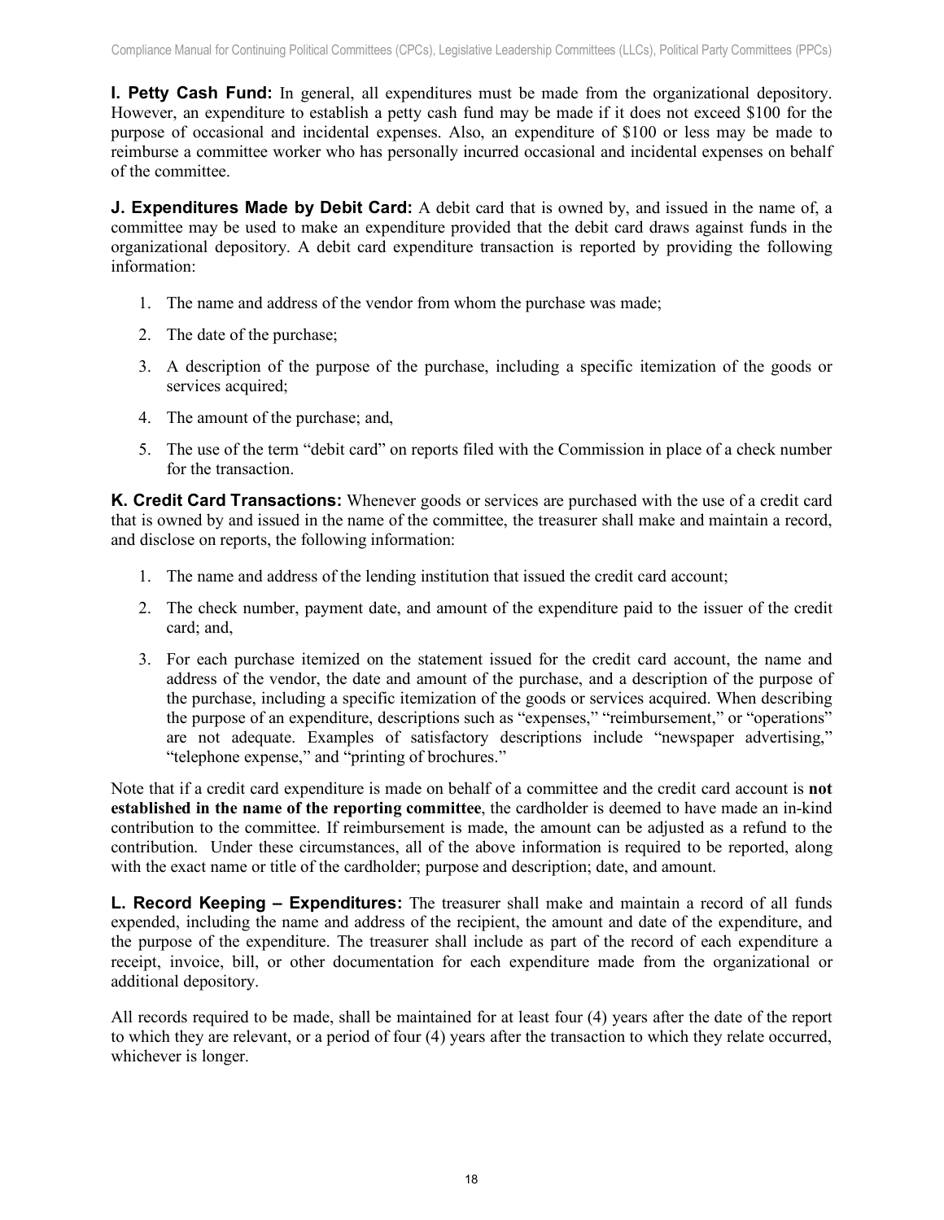**I. Petty Cash Fund:** In general, all expenditures must be made from the organizational depository. However, an expenditure to establish a petty cash fund may be made if it does not exceed $100 for the purpose of occasional and incidental expenses. Also, an expenditure of $100 or less may be made to reimburse a committee worker who has personally incurred occasional and incidental expenses on behalf of the committee.

**J. Expenditures Made by Debit Card:** A debit card that is owned by, and issued in the name of, a committee may be used to make an expenditure provided that the debit card draws against funds in the organizational depository. A debit card expenditure transaction is reported by providing the following information:

1. The name and address of the vendor from whom the purchase was made;
2. The date of the purchase;
3. A description of the purpose of the purchase, including a specific itemization of the goods or services acquired;
4. The amount of the purchase; and,
5. The use of the term "debit card" on reports filed with the Commission in place of a check number for the transaction.

**K. Credit Card Transactions:** Whenever goods or services are purchased with the use of a credit card that is owned by and issued in the name of the committee, the treasurer shall make and maintain a record, and disclose on reports, the following information:

1. The name and address of the lending institution that issued the credit card account;
2. The check number, payment date, and amount of the expenditure paid to the issuer of the credit card; and,
3. For each purchase itemized on the statement issued for the credit card account, the name and address of the vendor, the date and amount of the purchase, and a description of the purpose of the purchase, including a specific itemization of the goods or services acquired. When describing the purpose of an expenditure, descriptions such as "expenses," "reimbursement," or "operations" are not adequate. Examples of satisfactory descriptions include "newspaper advertising," "telephone expense," and "printing of brochures."

Note that if a credit card expenditure is made on behalf of a committee and the credit card account is **not established in the name of the reporting committee**, the cardholder is deemed to have made an in-kind contribution to the committee. If reimbursement is made, the amount can be adjusted as a refund to the contribution. Under these circumstances, all of the above information is required to be reported, along with the exact name or title of the cardholder; purpose and description; date, and amount.

**L. Record Keeping – Expenditures:** The treasurer shall make and maintain a record of all funds expended, including the name and address of the recipient, the amount and date of the expenditure, and the purpose of the expenditure. The treasurer shall include as part of the record of each expenditure a receipt, invoice, bill, or other documentation for each expenditure made from the organizational or additional depository.

All records required to be made, shall be maintained for at least four (4) years after the date of the report to which they are relevant, or a period of four (4) years after the transaction to which they relate occurred, whichever is longer.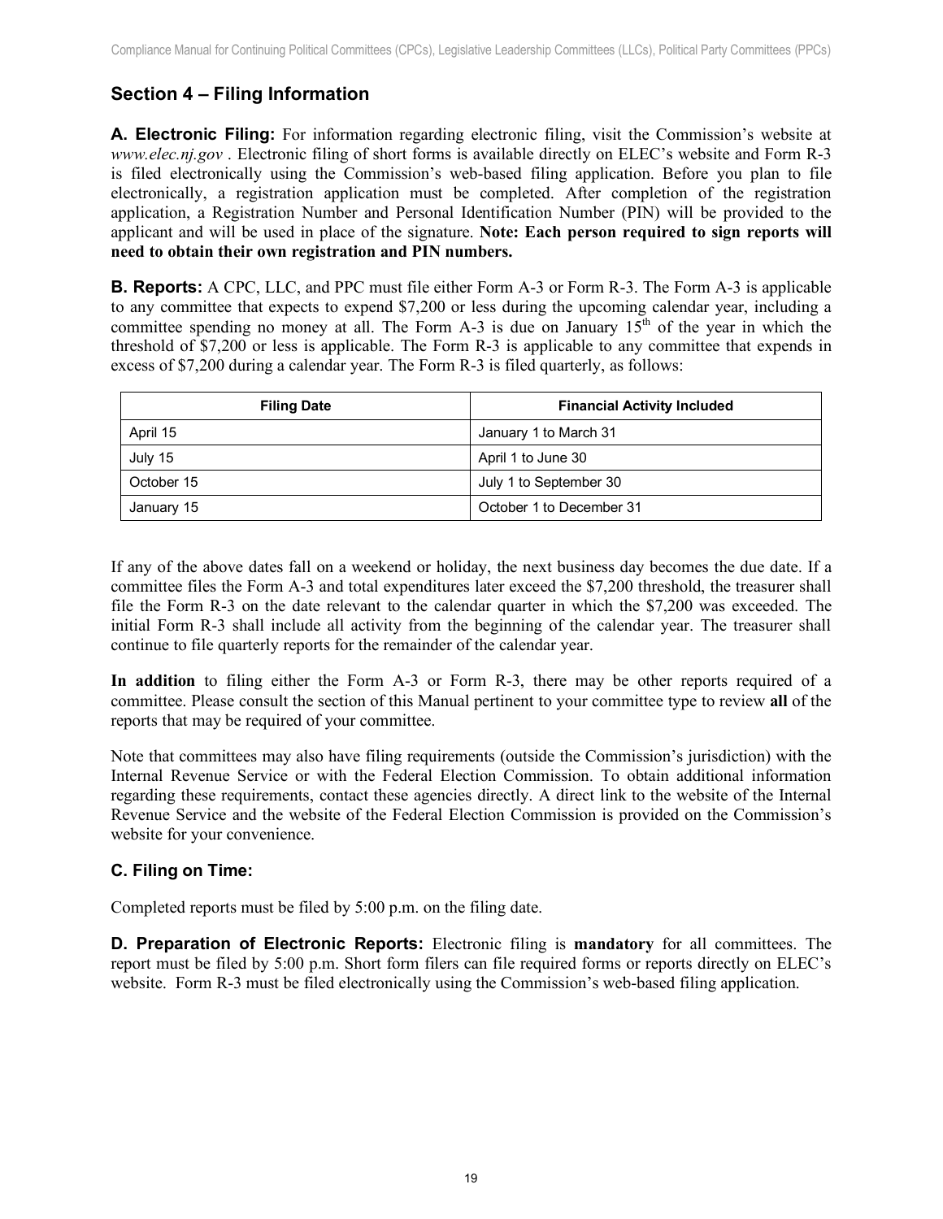## Section 4 – Filing Information

**A. Electronic Filing:** For information regarding electronic filing, visit the Commission's website at *www.elec.nj.gov* . Electronic filing of short forms is available directly on ELEC's website and Form R-3 is filed electronically using the Commission's web-based filing application. Before you plan to file electronically, a registration application must be completed. After completion of the registration application, a Registration Number and Personal Identification Number (PIN) will be provided to the applicant and will be used in place of the signature. **Note: Each person required to sign reports will need to obtain their own registration and PIN numbers.**

**B. Reports:** A CPC, LLC, and PPC must file either Form A-3 or Form R-3. The Form A-3 is applicable to any committee that expects to expend $7,200 or less during the upcoming calendar year, including a committee spending no money at all. The Form A-3 is due on January 15th of the year in which the threshold of $7,200 or less is applicable. The Form R-3 is applicable to any committee that expends in excess of $7,200 during a calendar year. The Form R-3 is filed quarterly, as follows:

| Filing Date | Financial Activity Included |
| --- | --- |
| April 15 | January 1 to March 31 |
| July 15 | April 1 to June 30 |
| October 15 | July 1 to September 30 |
| January 15 | October 1 to December 31 |

If any of the above dates fall on a weekend or holiday, the next business day becomes the due date. If a committee files the Form A-3 and total expenditures later exceed the $7,200 threshold, the treasurer shall file the Form R-3 on the date relevant to the calendar quarter in which the $7,200 was exceeded. The initial Form R-3 shall include all activity from the beginning of the calendar year. The treasurer shall continue to file quarterly reports for the remainder of the calendar year.

**In addition** to filing either the Form A-3 or Form R-3, there may be other reports required of a committee. Please consult the section of this Manual pertinent to your committee type to review **all** of the reports that may be required of your committee.

Note that committees may also have filing requirements (outside the Commission's jurisdiction) with the Internal Revenue Service or with the Federal Election Commission. To obtain additional information regarding these requirements, contact these agencies directly. A direct link to the website of the Internal Revenue Service and the website of the Federal Election Commission is provided on the Commission's website for your convenience.

### C. Filing on Time:

Completed reports must be filed by 5:00 p.m. on the filing date.

**D. Preparation of Electronic Reports:** Electronic filing is **mandatory** for all committees. The report must be filed by 5:00 p.m. Short form filers can file required forms or reports directly on ELEC's website. Form R-3 must be filed electronically using the Commission's web-based filing application.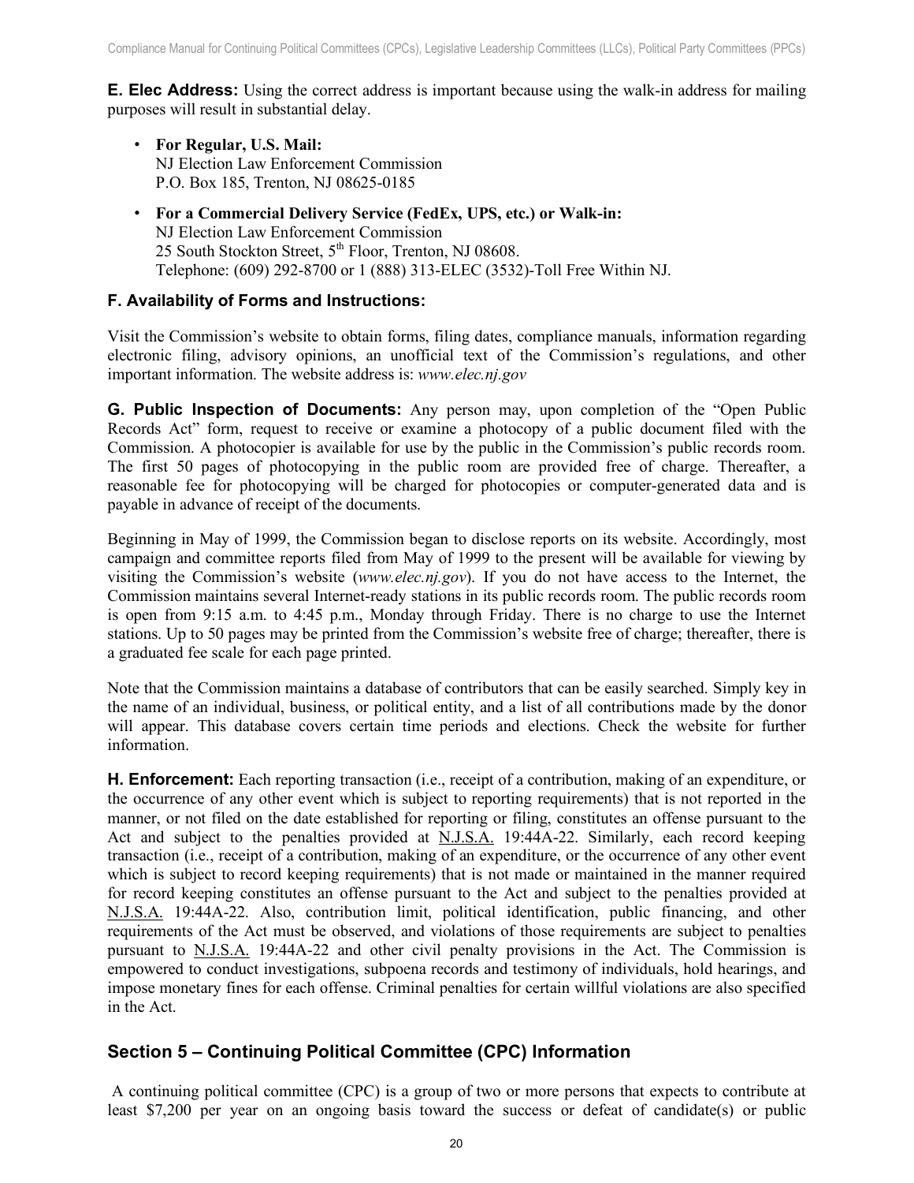**E. Elec Address:** Using the correct address is important because using the walk-in address for mailing purposes will result in substantial delay.

- **For Regular, U.S. Mail:**
  NJ Election Law Enforcement Commission
  P.O. Box 185, Trenton, NJ 08625-0185

- **For a Commercial Delivery Service (FedEx, UPS, etc.) or Walk-in:**
  NJ Election Law Enforcement Commission
  25 South Stockton Street, 5th Floor, Trenton, NJ 08608.
  Telephone: (609) 292-8700 or 1 (888) 313-ELEC (3532)-Toll Free Within NJ.

**F. Availability of Forms and Instructions:**

Visit the Commission's website to obtain forms, filing dates, compliance manuals, information regarding electronic filing, advisory opinions, an unofficial text of the Commission's regulations, and other important information. The website address is: *www.elec.nj.gov*

**G. Public Inspection of Documents:** Any person may, upon completion of the "Open Public Records Act" form, request to receive or examine a photocopy of a public document filed with the Commission. A photocopier is available for use by the public in the Commission's public records room. The first 50 pages of photocopying in the public room are provided free of charge. Thereafter, a reasonable fee for photocopying will be charged for photocopies or computer-generated data and is payable in advance of receipt of the documents.

Beginning in May of 1999, the Commission began to disclose reports on its website. Accordingly, most campaign and committee reports filed from May of 1999 to the present will be available for viewing by visiting the Commission's website (*www.elec.nj.gov*). If you do not have access to the Internet, the Commission maintains several Internet-ready stations in its public records room. The public records room is open from 9:15 a.m. to 4:45 p.m., Monday through Friday. There is no charge to use the Internet stations. Up to 50 pages may be printed from the Commission's website free of charge; thereafter, there is a graduated fee scale for each page printed.

Note that the Commission maintains a database of contributors that can be easily searched. Simply key in the name of an individual, business, or political entity, and a list of all contributions made by the donor will appear. This database covers certain time periods and elections. Check the website for further information.

**H. Enforcement:** Each reporting transaction (i.e., receipt of a contribution, making of an expenditure, or the occurrence of any other event which is subject to reporting requirements) that is not reported in the manner, or not filed on the date established for reporting or filing, constitutes an offense pursuant to the Act and subject to the penalties provided at N.J.S.A. 19:44A-22. Similarly, each record keeping transaction (i.e., receipt of a contribution, making of an expenditure, or the occurrence of any other event which is subject to record keeping requirements) that is not made or maintained in the manner required for record keeping constitutes an offense pursuant to the Act and subject to the penalties provided at N.J.S.A. 19:44A-22. Also, contribution limit, political identification, public financing, and other requirements of the Act must be observed, and violations of those requirements are subject to penalties pursuant to N.J.S.A. 19:44A-22 and other civil penalty provisions in the Act. The Commission is empowered to conduct investigations, subpoena records and testimony of individuals, hold hearings, and impose monetary fines for each offense. Criminal penalties for certain willful violations are also specified in the Act.

## Section 5 – Continuing Political Committee (CPC) Information

A continuing political committee (CPC) is a group of two or more persons that expects to contribute at least $7,200 per year on an ongoing basis toward the success or defeat of candidate(s) or public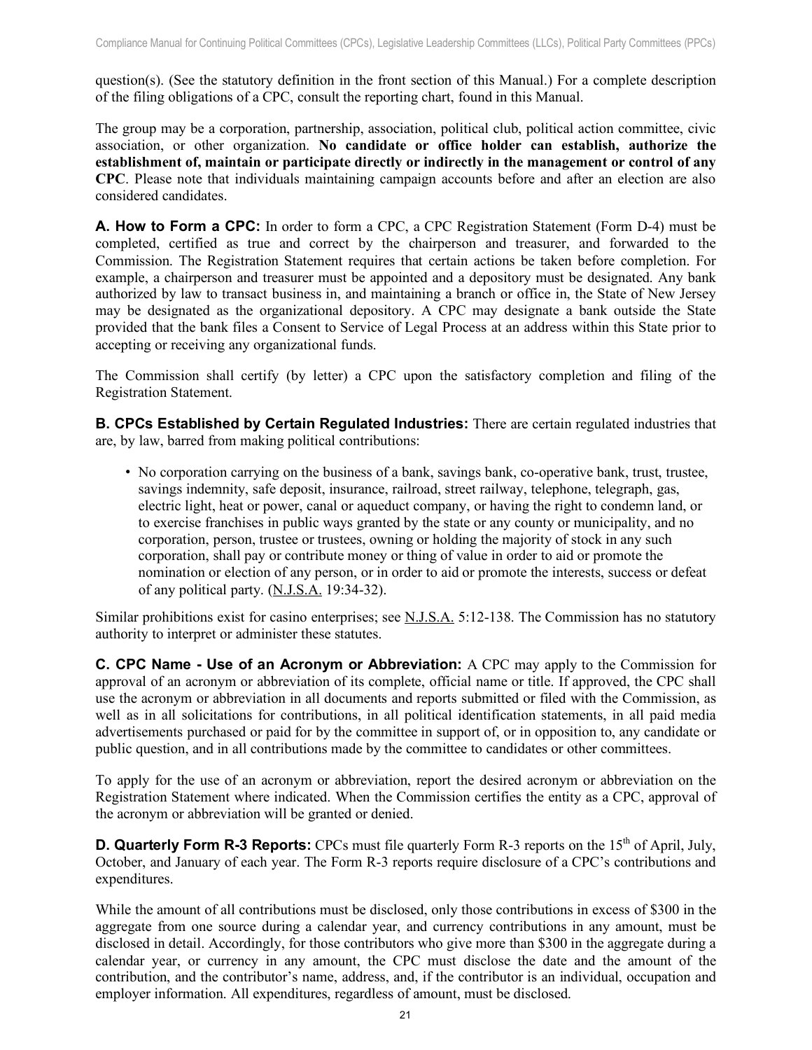question(s). (See the statutory definition in the front section of this Manual.) For a complete description of the filing obligations of a CPC, consult the reporting chart, found in this Manual.

The group may be a corporation, partnership, association, political club, political action committee, civic association, or other organization. **No candidate or office holder can establish, authorize the establishment of, maintain or participate directly or indirectly in the management or control of any CPC**. Please note that individuals maintaining campaign accounts before and after an election are also considered candidates.

**A. How to Form a CPC:** In order to form a CPC, a CPC Registration Statement (Form D-4) must be completed, certified as true and correct by the chairperson and treasurer, and forwarded to the Commission. The Registration Statement requires that certain actions be taken before completion. For example, a chairperson and treasurer must be appointed and a depository must be designated. Any bank authorized by law to transact business in, and maintaining a branch or office in, the State of New Jersey may be designated as the organizational depository. A CPC may designate a bank outside the State provided that the bank files a Consent to Service of Legal Process at an address within this State prior to accepting or receiving any organizational funds.

The Commission shall certify (by letter) a CPC upon the satisfactory completion and filing of the Registration Statement.

**B. CPCs Established by Certain Regulated Industries:** There are certain regulated industries that are, by law, barred from making political contributions:

- No corporation carrying on the business of a bank, savings bank, co-operative bank, trust, trustee, savings indemnity, safe deposit, insurance, railroad, street railway, telephone, telegraph, gas, electric light, heat or power, canal or aqueduct company, or having the right to condemn land, or to exercise franchises in public ways granted by the state or any county or municipality, and no corporation, person, trustee or trustees, owning or holding the majority of stock in any such corporation, shall pay or contribute money or thing of value in order to aid or promote the nomination or election of any person, or in order to aid or promote the interests, success or defeat of any political party. (N.J.S.A. 19:34-32).

Similar prohibitions exist for casino enterprises; see N.J.S.A. 5:12-138. The Commission has no statutory authority to interpret or administer these statutes.

**C. CPC Name - Use of an Acronym or Abbreviation:** A CPC may apply to the Commission for approval of an acronym or abbreviation of its complete, official name or title. If approved, the CPC shall use the acronym or abbreviation in all documents and reports submitted or filed with the Commission, as well as in all solicitations for contributions, in all political identification statements, in all paid media advertisements purchased or paid for by the committee in support of, or in opposition to, any candidate or public question, and in all contributions made by the committee to candidates or other committees.

To apply for the use of an acronym or abbreviation, report the desired acronym or abbreviation on the Registration Statement where indicated. When the Commission certifies the entity as a CPC, approval of the acronym or abbreviation will be granted or denied.

**D. Quarterly Form R-3 Reports:** CPCs must file quarterly Form R-3 reports on the 15th of April, July, October, and January of each year. The Form R-3 reports require disclosure of a CPC's contributions and expenditures.

While the amount of all contributions must be disclosed, only those contributions in excess of $300 in the aggregate from one source during a calendar year, and currency contributions in any amount, must be disclosed in detail. Accordingly, for those contributors who give more than $300 in the aggregate during a calendar year, or currency in any amount, the CPC must disclose the date and the amount of the contribution, and the contributor's name, address, and, if the contributor is an individual, occupation and employer information. All expenditures, regardless of amount, must be disclosed.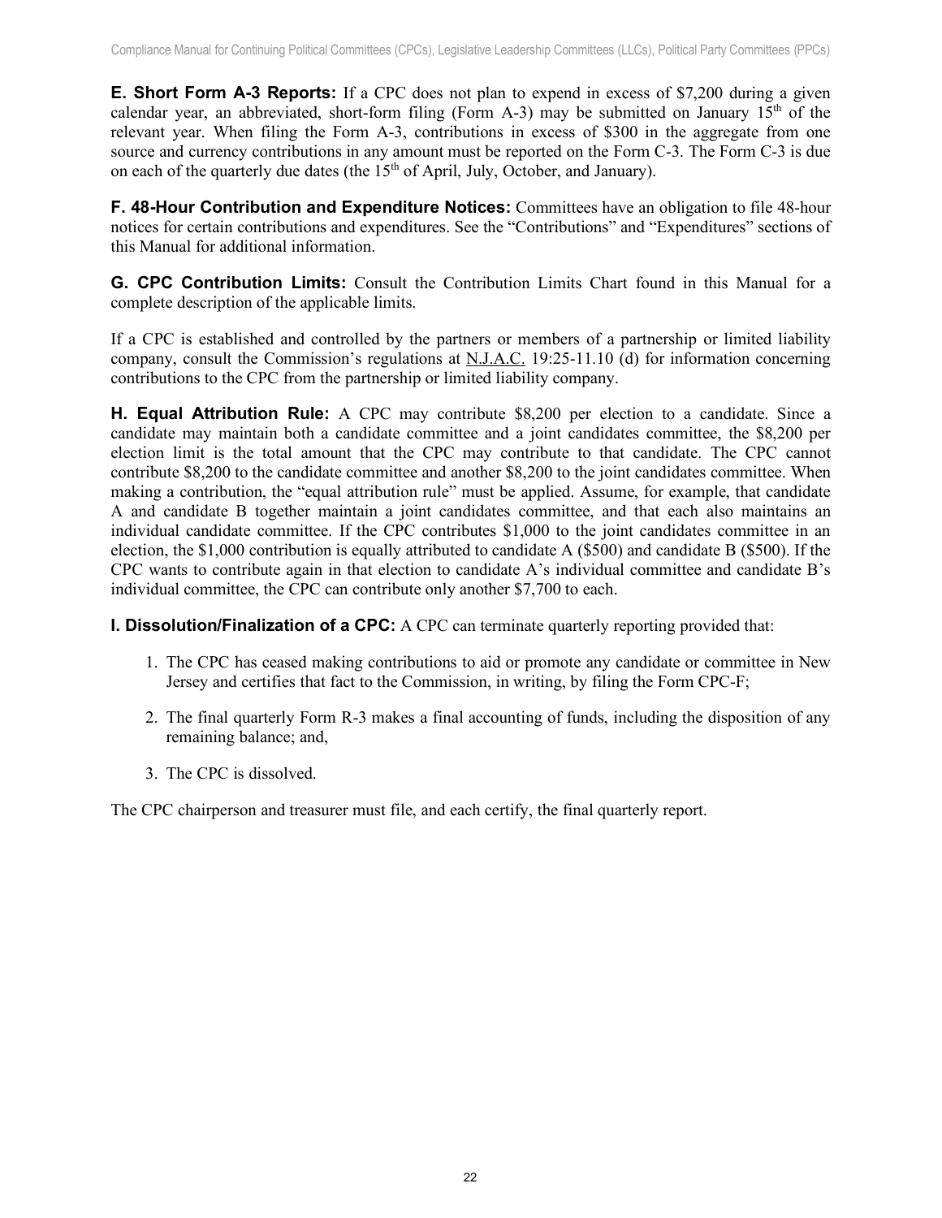**E. Short Form A-3 Reports:** If a CPC does not plan to expend in excess of $7,200 during a given calendar year, an abbreviated, short-form filing (Form A-3) may be submitted on January 15th of the relevant year. When filing the Form A-3, contributions in excess of $300 in the aggregate from one source and currency contributions in any amount must be reported on the Form C-3. The Form C-3 is due on each of the quarterly due dates (the 15th of April, July, October, and January).

**F. 48-Hour Contribution and Expenditure Notices:** Committees have an obligation to file 48-hour notices for certain contributions and expenditures. See the "Contributions" and "Expenditures" sections of this Manual for additional information.

**G. CPC Contribution Limits:** Consult the Contribution Limits Chart found in this Manual for a complete description of the applicable limits.

If a CPC is established and controlled by the partners or members of a partnership or limited liability company, consult the Commission's regulations at N.J.A.C. 19:25-11.10 (d) for information concerning contributions to the CPC from the partnership or limited liability company.

**H. Equal Attribution Rule:** A CPC may contribute $8,200 per election to a candidate. Since a candidate may maintain both a candidate committee and a joint candidates committee, the $8,200 per election limit is the total amount that the CPC may contribute to that candidate. The CPC cannot contribute $8,200 to the candidate committee and another $8,200 to the joint candidates committee. When making a contribution, the "equal attribution rule" must be applied. Assume, for example, that candidate A and candidate B together maintain a joint candidates committee, and that each also maintains an individual candidate committee. If the CPC contributes $1,000 to the joint candidates committee in an election, the $1,000 contribution is equally attributed to candidate A ($500) and candidate B ($500). If the CPC wants to contribute again in that election to candidate A's individual committee and candidate B's individual committee, the CPC can contribute only another $7,700 to each.

**I. Dissolution/Finalization of a CPC:** A CPC can terminate quarterly reporting provided that:

1. The CPC has ceased making contributions to aid or promote any candidate or committee in New Jersey and certifies that fact to the Commission, in writing, by filing the Form CPC-F;
2. The final quarterly Form R-3 makes a final accounting of funds, including the disposition of any remaining balance; and,
3. The CPC is dissolved.

The CPC chairperson and treasurer must file, and each certify, the final quarterly report.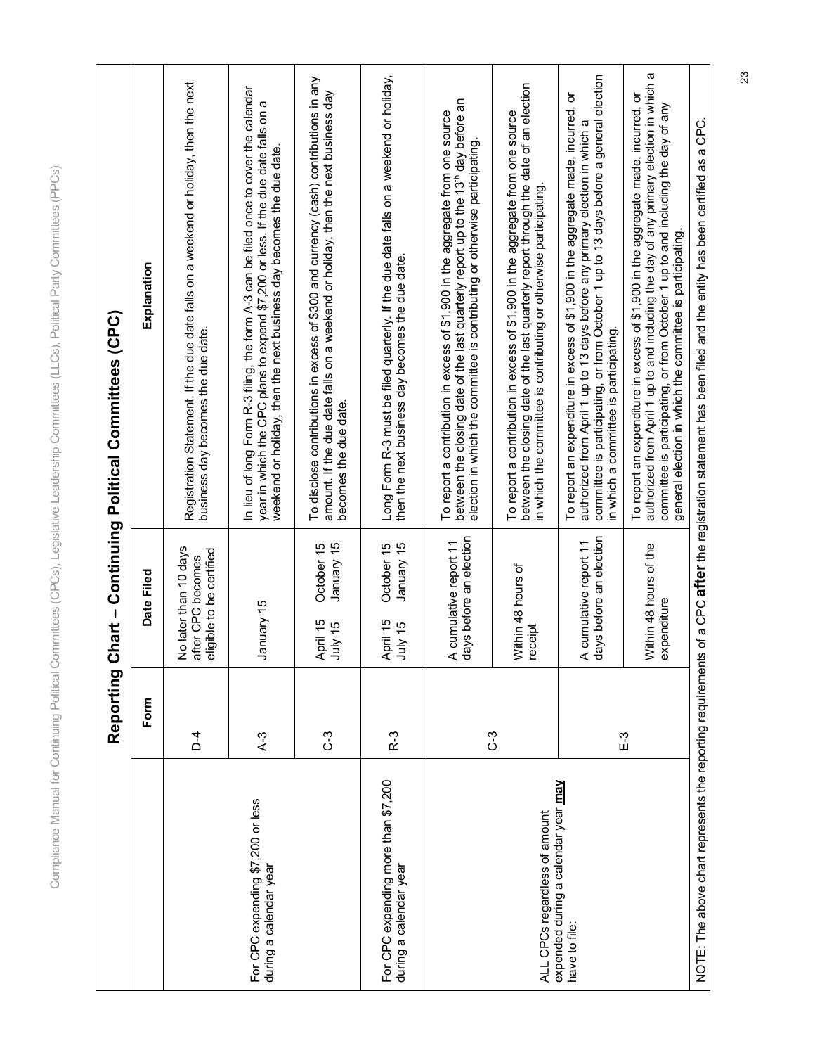## Reporting Chart – Continuing Political Committees (CPC)

| | Form | Date Filed | Explanation |
|---|---|---|---|
| | D-4 | No later than 10 days after CPC becomes eligible to be certified | Registration Statement. If the due date falls on a weekend or holiday, then the next business day becomes the due date. |
| For CPC expending $7,200 or less during a calendar year | A-3 | January 15 | In lieu of long Form R-3 filing, the form A-3 can be filed once to cover the calendar year in which the CPC plans to expend $7,200 or less. If the due date falls on a weekend or holiday, then the next business day becomes the due date. |
| | C-3 | April 15 October 15<br>July 15 January 15 | To disclose contributions in excess of $300 and currency (cash) contributions in any amount. If the due date falls on a weekend or holiday, then the next business day becomes the due date. |
| For CPC expending more than $7,200 during a calendar year | R-3 | April 15 October 15<br>July 15 January 15 | Long Form R-3 must be filed quarterly. If the due date falls on a weekend or holiday, then the next business day becomes the due date. |
| ALL CPCs regardless of amount expended during a calendar year **may** have to file: | C-3 | A cumulative report 11 days before an election | To report a contribution in excess of $1,900 in the aggregate from one source between the closing date of the last quarterly report up to the 13th day before an election in which the committee is contributing or otherwise participating. |
| | C-3 | Within 48 hours of receipt | To report a contribution in excess of $1,900 in the aggregate from one source between the closing date of the last quarterly report through the date of an election in which the committee is contributing or otherwise participating. |
| | E-3 | A cumulative report 11 days before an election | To report an expenditure in excess of $1,900 in the aggregate made, incurred, or authorized from April 1 up to 13 days before any primary election in which a committee is participating, or from October 1 up to 13 days before a general election in which a committee is participating. |
| | E-3 | Within 48 hours of the expenditure | To report an expenditure in excess of $1,900 in the aggregate made, incurred, or authorized from April 1 up to and including the day of any primary election in which a committee is participating, or from October 1 up to and including the day of any general election in which the committee is participating. |

NOTE: The above chart represents the reporting requirements of a CPC **after** the registration statement has been filed and the entity has been certified as a CPC.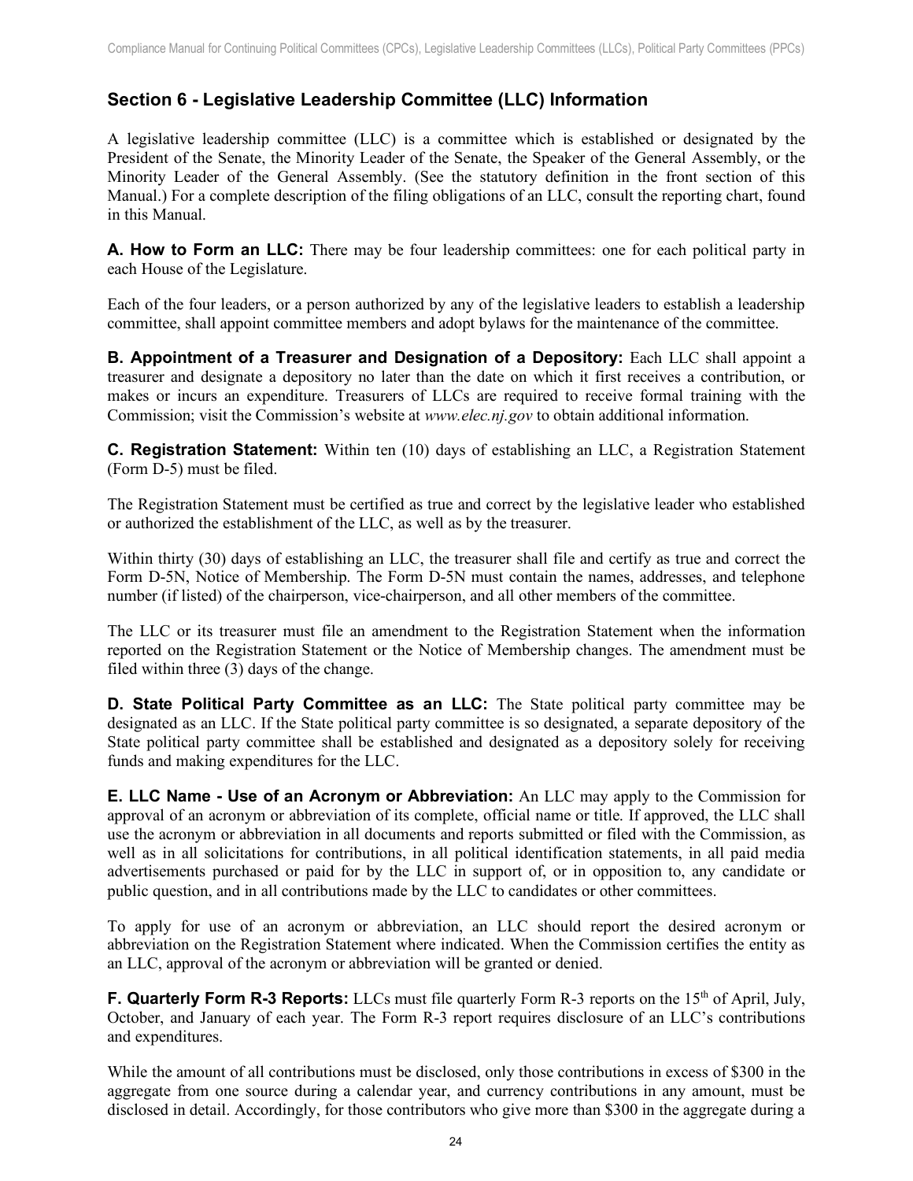## Section 6 - Legislative Leadership Committee (LLC) Information

A legislative leadership committee (LLC) is a committee which is established or designated by the President of the Senate, the Minority Leader of the Senate, the Speaker of the General Assembly, or the Minority Leader of the General Assembly. (See the statutory definition in the front section of this Manual.) For a complete description of the filing obligations of an LLC, consult the reporting chart, found in this Manual.

**A. How to Form an LLC:** There may be four leadership committees: one for each political party in each House of the Legislature.

Each of the four leaders, or a person authorized by any of the legislative leaders to establish a leadership committee, shall appoint committee members and adopt bylaws for the maintenance of the committee.

**B. Appointment of a Treasurer and Designation of a Depository:** Each LLC shall appoint a treasurer and designate a depository no later than the date on which it first receives a contribution, or makes or incurs an expenditure. Treasurers of LLCs are required to receive formal training with the Commission; visit the Commission's website at *www.elec.nj.gov* to obtain additional information.

**C. Registration Statement:** Within ten (10) days of establishing an LLC, a Registration Statement (Form D-5) must be filed.

The Registration Statement must be certified as true and correct by the legislative leader who established or authorized the establishment of the LLC, as well as by the treasurer.

Within thirty (30) days of establishing an LLC, the treasurer shall file and certify as true and correct the Form D-5N, Notice of Membership. The Form D-5N must contain the names, addresses, and telephone number (if listed) of the chairperson, vice-chairperson, and all other members of the committee.

The LLC or its treasurer must file an amendment to the Registration Statement when the information reported on the Registration Statement or the Notice of Membership changes. The amendment must be filed within three (3) days of the change.

**D. State Political Party Committee as an LLC:** The State political party committee may be designated as an LLC. If the State political party committee is so designated, a separate depository of the State political party committee shall be established and designated as a depository solely for receiving funds and making expenditures for the LLC.

**E. LLC Name - Use of an Acronym or Abbreviation:** An LLC may apply to the Commission for approval of an acronym or abbreviation of its complete, official name or title. If approved, the LLC shall use the acronym or abbreviation in all documents and reports submitted or filed with the Commission, as well as in all solicitations for contributions, in all political identification statements, in all paid media advertisements purchased or paid for by the LLC in support of, or in opposition to, any candidate or public question, and in all contributions made by the LLC to candidates or other committees.

To apply for use of an acronym or abbreviation, an LLC should report the desired acronym or abbreviation on the Registration Statement where indicated. When the Commission certifies the entity as an LLC, approval of the acronym or abbreviation will be granted or denied.

**F. Quarterly Form R-3 Reports:** LLCs must file quarterly Form R-3 reports on the 15th of April, July, October, and January of each year. The Form R-3 report requires disclosure of an LLC's contributions and expenditures.

While the amount of all contributions must be disclosed, only those contributions in excess of $300 in the aggregate from one source during a calendar year, and currency contributions in any amount, must be disclosed in detail. Accordingly, for those contributors who give more than $300 in the aggregate during a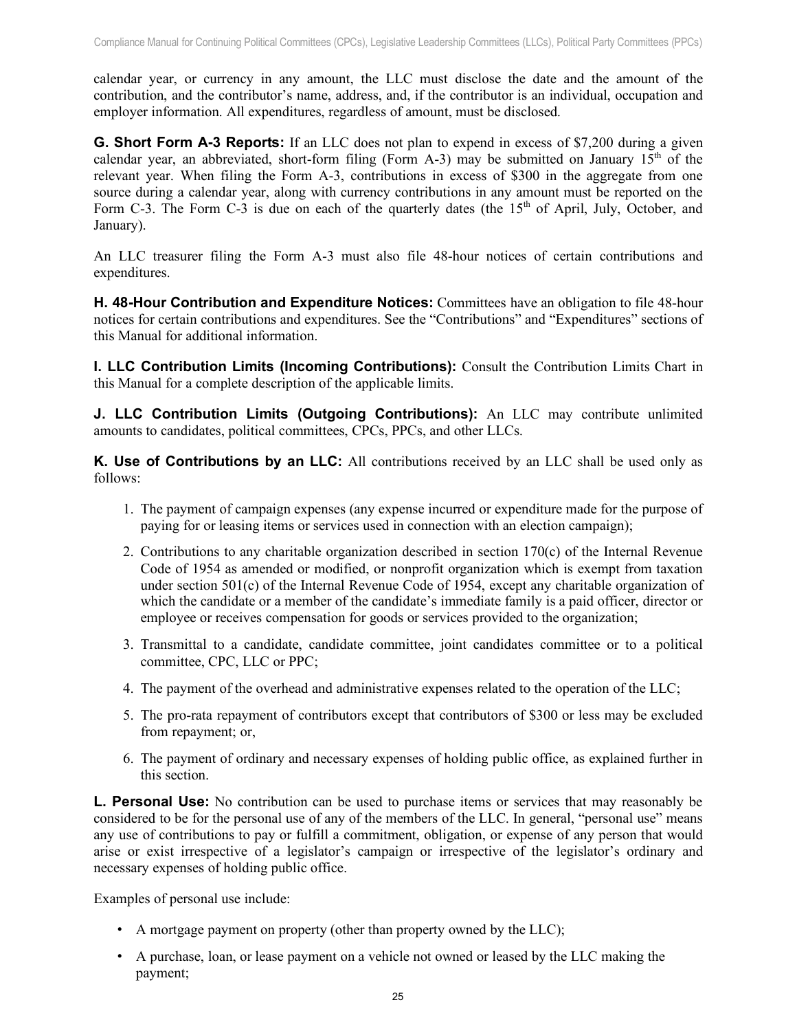calendar year, or currency in any amount, the LLC must disclose the date and the amount of the contribution, and the contributor's name, address, and, if the contributor is an individual, occupation and employer information. All expenditures, regardless of amount, must be disclosed.

**G. Short Form A-3 Reports:** If an LLC does not plan to expend in excess of $7,200 during a given calendar year, an abbreviated, short-form filing (Form A-3) may be submitted on January 15th of the relevant year. When filing the Form A-3, contributions in excess of $300 in the aggregate from one source during a calendar year, along with currency contributions in any amount must be reported on the Form C-3. The Form C-3 is due on each of the quarterly dates (the 15th of April, July, October, and January).

An LLC treasurer filing the Form A-3 must also file 48-hour notices of certain contributions and expenditures.

**H. 48-Hour Contribution and Expenditure Notices:** Committees have an obligation to file 48-hour notices for certain contributions and expenditures. See the "Contributions" and "Expenditures" sections of this Manual for additional information.

**I. LLC Contribution Limits (Incoming Contributions):** Consult the Contribution Limits Chart in this Manual for a complete description of the applicable limits.

**J. LLC Contribution Limits (Outgoing Contributions):** An LLC may contribute unlimited amounts to candidates, political committees, CPCs, PPCs, and other LLCs.

**K. Use of Contributions by an LLC:** All contributions received by an LLC shall be used only as follows:

1. The payment of campaign expenses (any expense incurred or expenditure made for the purpose of paying for or leasing items or services used in connection with an election campaign);
2. Contributions to any charitable organization described in section 170(c) of the Internal Revenue Code of 1954 as amended or modified, or nonprofit organization which is exempt from taxation under section 501(c) of the Internal Revenue Code of 1954, except any charitable organization of which the candidate or a member of the candidate's immediate family is a paid officer, director or employee or receives compensation for goods or services provided to the organization;
3. Transmittal to a candidate, candidate committee, joint candidates committee or to a political committee, CPC, LLC or PPC;
4. The payment of the overhead and administrative expenses related to the operation of the LLC;
5. The pro-rata repayment of contributors except that contributors of $300 or less may be excluded from repayment; or,
6. The payment of ordinary and necessary expenses of holding public office, as explained further in this section.

**L. Personal Use:** No contribution can be used to purchase items or services that may reasonably be considered to be for the personal use of any of the members of the LLC. In general, "personal use" means any use of contributions to pay or fulfill a commitment, obligation, or expense of any person that would arise or exist irrespective of a legislator's campaign or irrespective of the legislator's ordinary and necessary expenses of holding public office.

Examples of personal use include:

- A mortgage payment on property (other than property owned by the LLC);
- A purchase, loan, or lease payment on a vehicle not owned or leased by the LLC making the payment;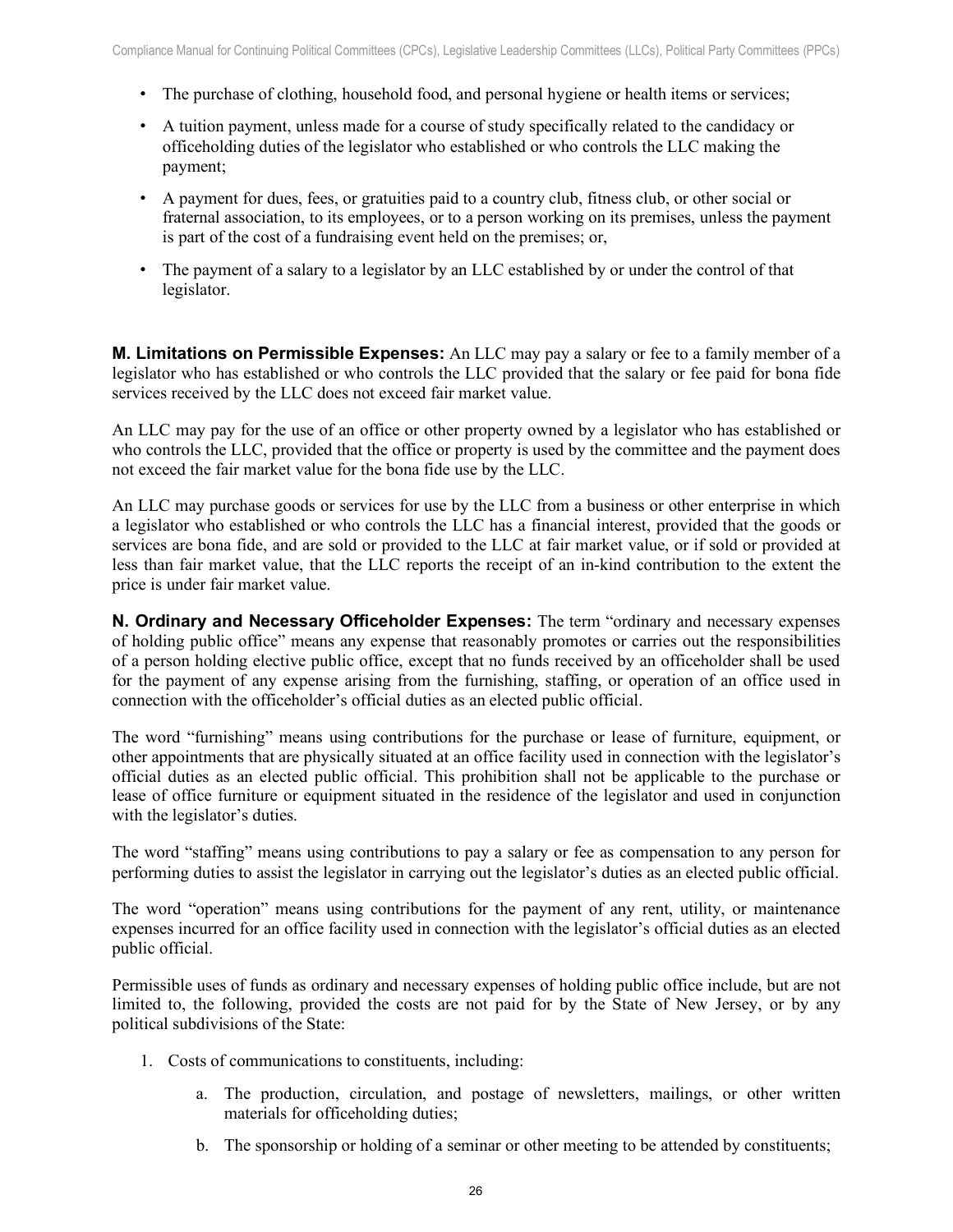- The purchase of clothing, household food, and personal hygiene or health items or services;
- A tuition payment, unless made for a course of study specifically related to the candidacy or officeholding duties of the legislator who established or who controls the LLC making the payment;
- A payment for dues, fees, or gratuities paid to a country club, fitness club, or other social or fraternal association, to its employees, or to a person working on its premises, unless the payment is part of the cost of a fundraising event held on the premises; or,
- The payment of a salary to a legislator by an LLC established by or under the control of that legislator.

**M. Limitations on Permissible Expenses:** An LLC may pay a salary or fee to a family member of a legislator who has established or who controls the LLC provided that the salary or fee paid for bona fide services received by the LLC does not exceed fair market value.

An LLC may pay for the use of an office or other property owned by a legislator who has established or who controls the LLC, provided that the office or property is used by the committee and the payment does not exceed the fair market value for the bona fide use by the LLC.

An LLC may purchase goods or services for use by the LLC from a business or other enterprise in which a legislator who established or who controls the LLC has a financial interest, provided that the goods or services are bona fide, and are sold or provided to the LLC at fair market value, or if sold or provided at less than fair market value, that the LLC reports the receipt of an in-kind contribution to the extent the price is under fair market value.

**N. Ordinary and Necessary Officeholder Expenses:** The term "ordinary and necessary expenses of holding public office" means any expense that reasonably promotes or carries out the responsibilities of a person holding elective public office, except that no funds received by an officeholder shall be used for the payment of any expense arising from the furnishing, staffing, or operation of an office used in connection with the officeholder's official duties as an elected public official.

The word "furnishing" means using contributions for the purchase or lease of furniture, equipment, or other appointments that are physically situated at an office facility used in connection with the legislator's official duties as an elected public official. This prohibition shall not be applicable to the purchase or lease of office furniture or equipment situated in the residence of the legislator and used in conjunction with the legislator's duties.

The word "staffing" means using contributions to pay a salary or fee as compensation to any person for performing duties to assist the legislator in carrying out the legislator's duties as an elected public official.

The word "operation" means using contributions for the payment of any rent, utility, or maintenance expenses incurred for an office facility used in connection with the legislator's official duties as an elected public official.

Permissible uses of funds as ordinary and necessary expenses of holding public office include, but are not limited to, the following, provided the costs are not paid for by the State of New Jersey, or by any political subdivisions of the State:

1. Costs of communications to constituents, including:
    a. The production, circulation, and postage of newsletters, mailings, or other written materials for officeholding duties;
    b. The sponsorship or holding of a seminar or other meeting to be attended by constituents;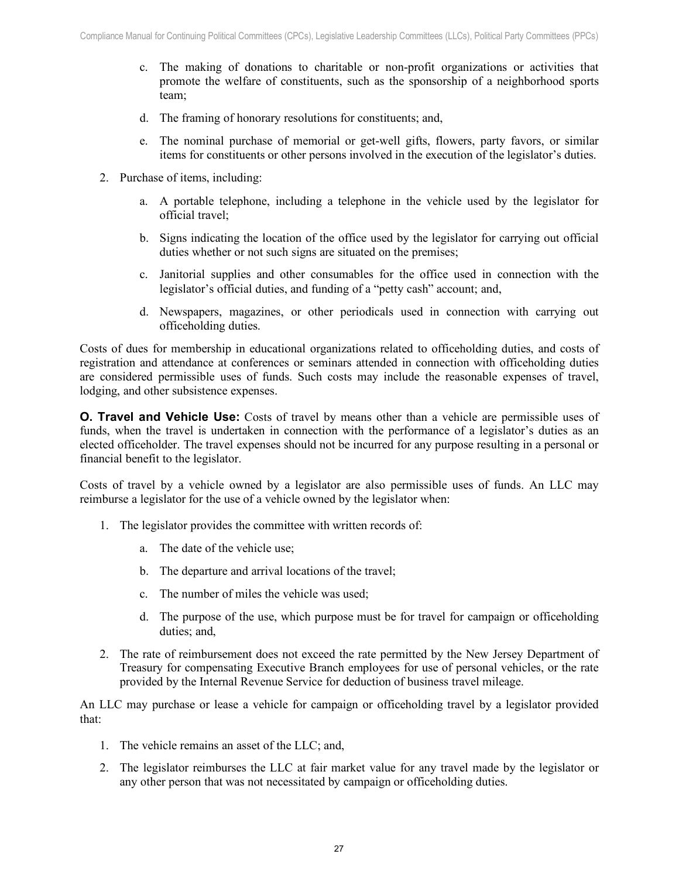c. The making of donations to charitable or non-profit organizations or activities that promote the welfare of constituents, such as the sponsorship of a neighborhood sports team;

   d. The framing of honorary resolutions for constituents; and,

   e. The nominal purchase of memorial or get-well gifts, flowers, party favors, or similar items for constituents or other persons involved in the execution of the legislator's duties.

2. Purchase of items, including:

   a. A portable telephone, including a telephone in the vehicle used by the legislator for official travel;

   b. Signs indicating the location of the office used by the legislator for carrying out official duties whether or not such signs are situated on the premises;

   c. Janitorial supplies and other consumables for the office used in connection with the legislator's official duties, and funding of a "petty cash" account; and,

   d. Newspapers, magazines, or other periodicals used in connection with carrying out officeholding duties.

Costs of dues for membership in educational organizations related to officeholding duties, and costs of registration and attendance at conferences or seminars attended in connection with officeholding duties are considered permissible uses of funds. Such costs may include the reasonable expenses of travel, lodging, and other subsistence expenses.

**O. Travel and Vehicle Use:** Costs of travel by means other than a vehicle are permissible uses of funds, when the travel is undertaken in connection with the performance of a legislator's duties as an elected officeholder. The travel expenses should not be incurred for any purpose resulting in a personal or financial benefit to the legislator.

Costs of travel by a vehicle owned by a legislator are also permissible uses of funds. An LLC may reimburse a legislator for the use of a vehicle owned by the legislator when:

1. The legislator provides the committee with written records of:

   a. The date of the vehicle use;

   b. The departure and arrival locations of the travel;

   c. The number of miles the vehicle was used;

   d. The purpose of the use, which purpose must be for travel for campaign or officeholding duties; and,

2. The rate of reimbursement does not exceed the rate permitted by the New Jersey Department of Treasury for compensating Executive Branch employees for use of personal vehicles, or the rate provided by the Internal Revenue Service for deduction of business travel mileage.

An LLC may purchase or lease a vehicle for campaign or officeholding travel by a legislator provided that:

1. The vehicle remains an asset of the LLC; and,

2. The legislator reimburses the LLC at fair market value for any travel made by the legislator or any other person that was not necessitated by campaign or officeholding duties.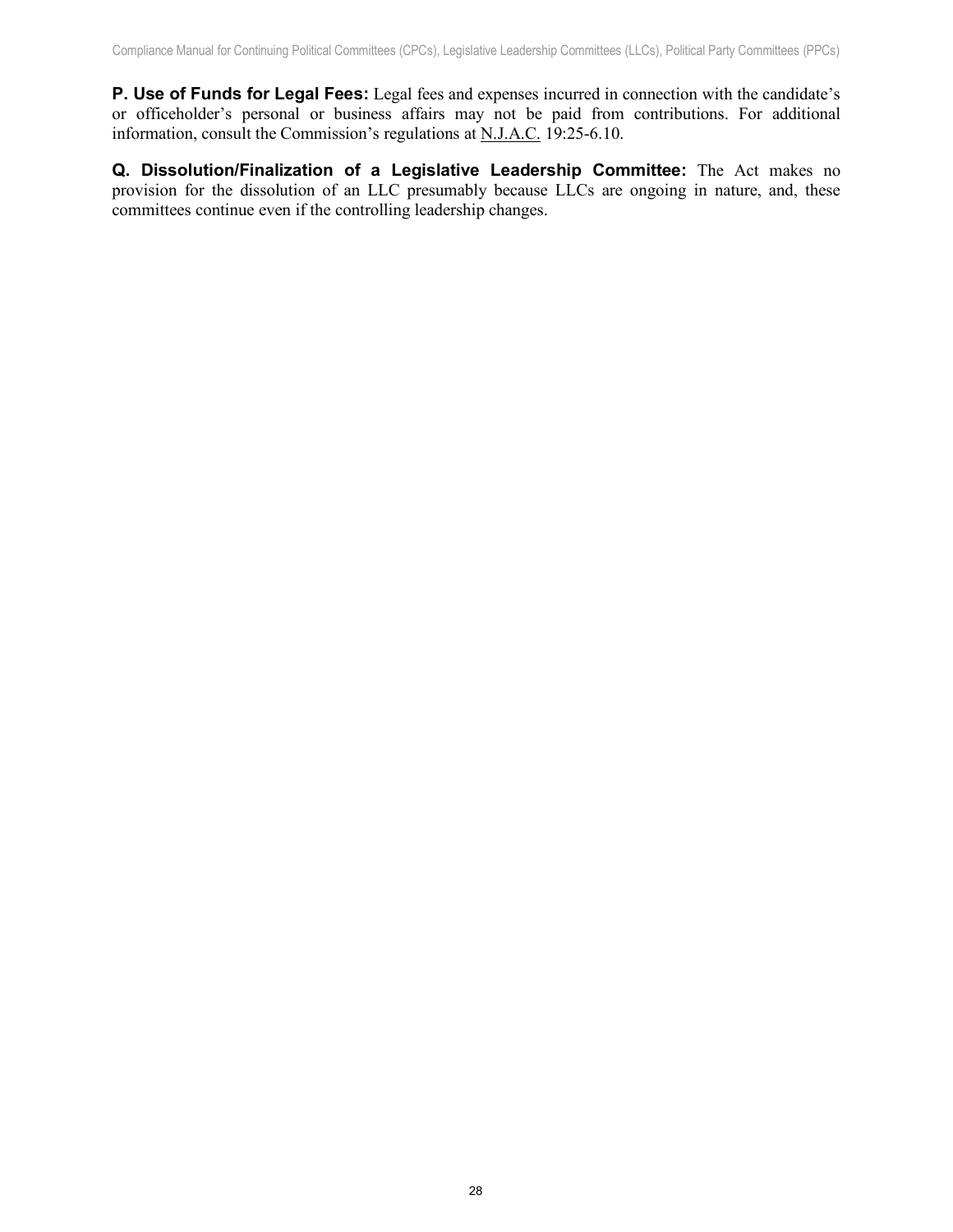**P. Use of Funds for Legal Fees:** Legal fees and expenses incurred in connection with the candidate's or officeholder's personal or business affairs may not be paid from contributions. For additional information, consult the Commission's regulations at N.J.A.C. 19:25-6.10.

**Q. Dissolution/Finalization of a Legislative Leadership Committee:** The Act makes no provision for the dissolution of an LLC presumably because LLCs are ongoing in nature, and, these committees continue even if the controlling leadership changes.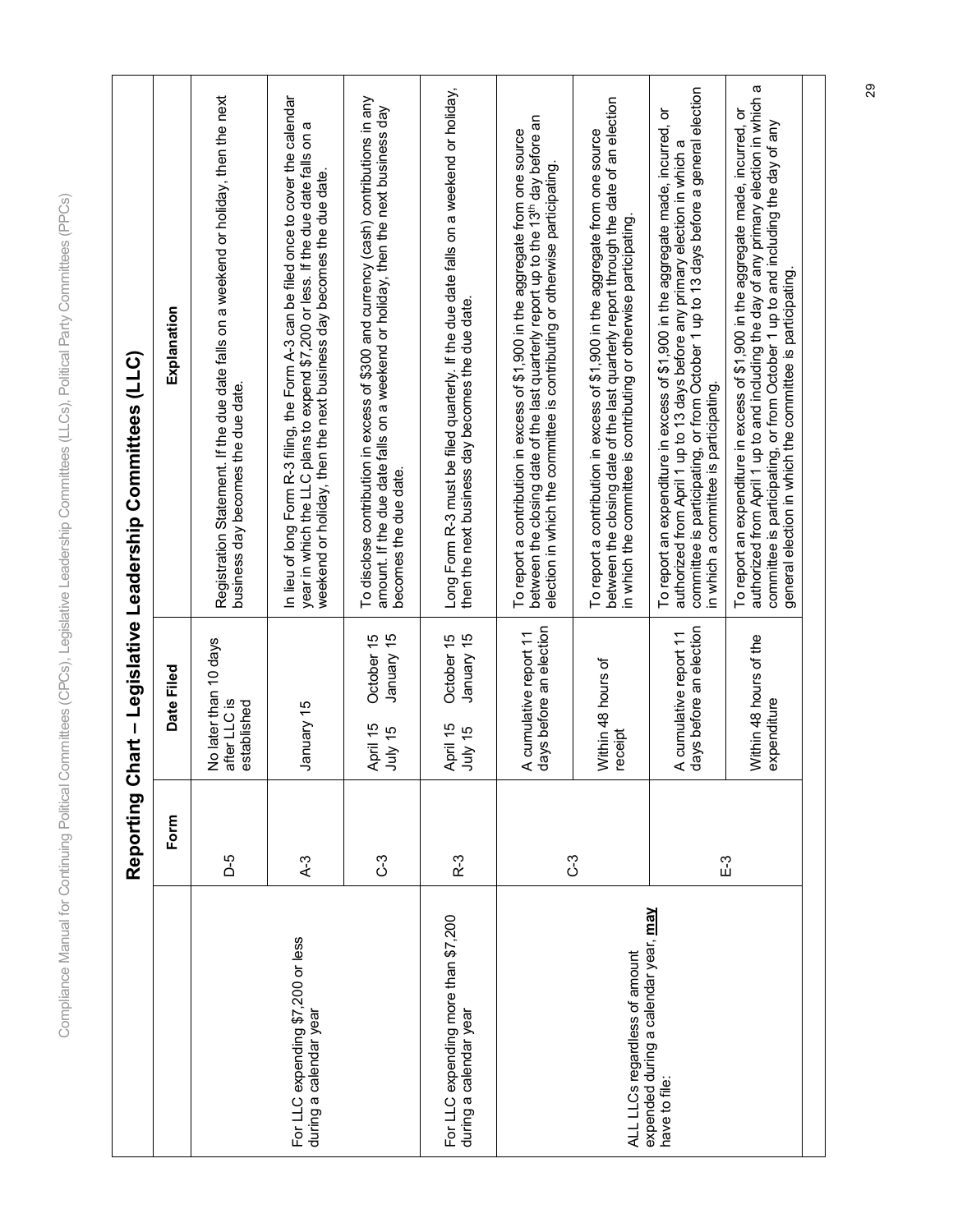## Reporting Chart – Legislative Leadership Committees (LLC)

| | Form | Date Filed | Explanation |
|---|---|---|---|
| | D-5 | No later than 10 days after LLC is established | Registration Statement. If the due date falls on a weekend or holiday, then the next business day becomes the due date. |
| For LLC expending $7,200 or less during a calendar year | A-3 | January 15 | In lieu of long Form R-3 filing, the Form A-3 can be filed once to cover the calendar year in which the LLC plans to expend $7,200 or less. If the due date falls on a weekend or holiday, then the next business day becomes the due date. |
| | C-3 | April 15 October 15<br>July 15 January 15 | To disclose contribution in excess of $300 and currency (cash) contributions in any amount. If the due date falls on a weekend or holiday, then the next business day becomes the due date. |
| For LLC expending more than $7,200 during a calendar year | R-3 | April 15 October 15<br>July 15 January 15 | Long Form R-3 must be filed quarterly. If the due date falls on a weekend or holiday, then the next business day becomes the due date. |
| ALL LLCs regardless of amount expended during a calendar year, **may** have to file: | C-3 | A cumulative report 11 days before an election | To report a contribution in excess of $1,900 in the aggregate from one source between the closing date of the last quarterly report up to the 13th day before an election in which the committee is contributing or otherwise participating. |
| | | Within 48 hours of receipt | To report a contribution in excess of $1,900 in the aggregate from one source between the closing date of the last quarterly report through the date of an election in which the committee is contributing or otherwise participating. |
| | E-3 | A cumulative report 11 days before an election | To report an expenditure in excess of $1,900 in the aggregate made, incurred, or authorized from April 1 up to 13 days before any primary election in which a committee is participating, or from October 1 up to 13 days before a general election in which a committee is participating. |
| | | Within 48 hours of the expenditure | To report an expenditure in excess of $1,900 in the aggregate made, incurred, or authorized from April 1 up to and including the day of any primary election in which a committee is participating, or from October 1 up to and including the day of any general election in which the committee is participating. |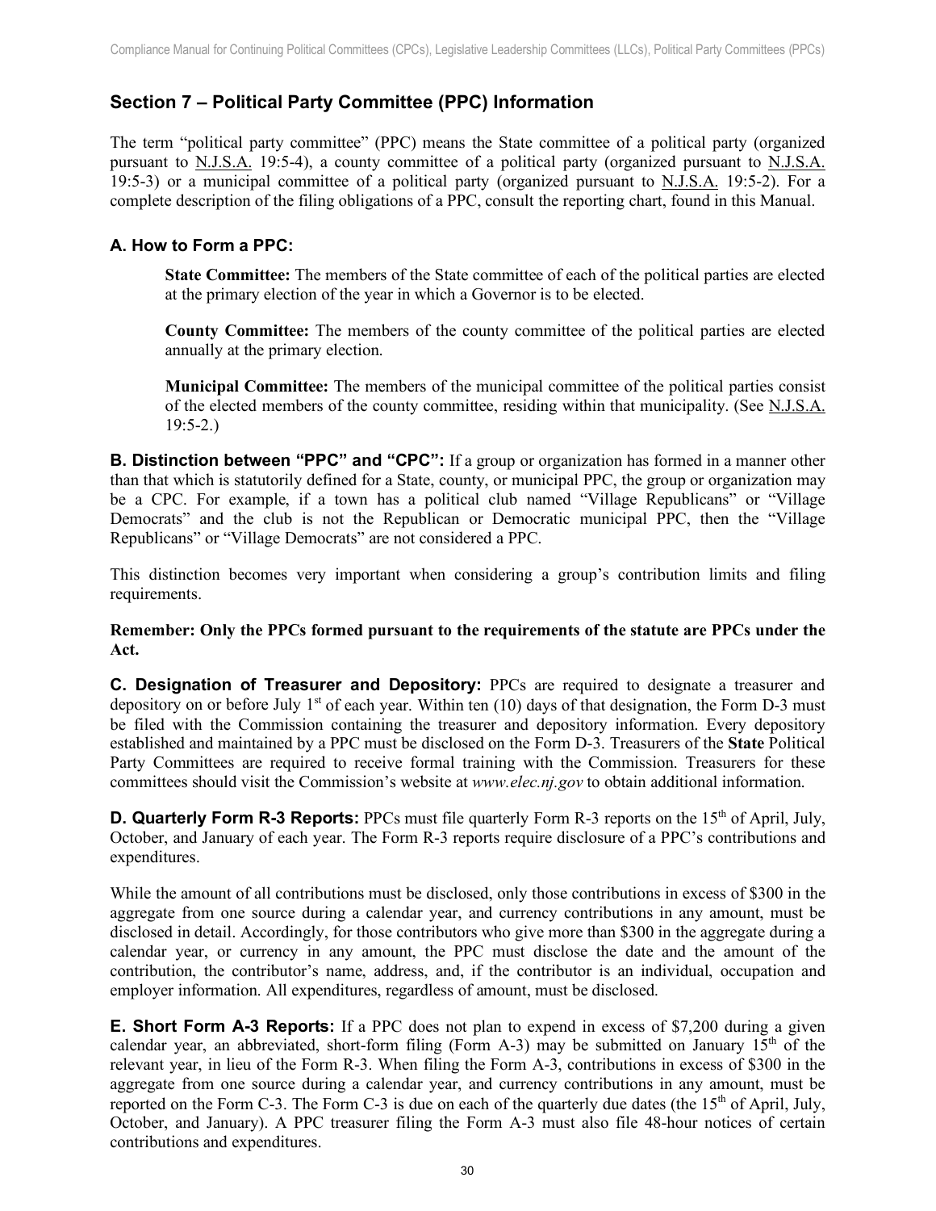## Section 7 – Political Party Committee (PPC) Information

The term "political party committee" (PPC) means the State committee of a political party (organized pursuant to N.J.S.A. 19:5-4), a county committee of a political party (organized pursuant to N.J.S.A. 19:5-3) or a municipal committee of a political party (organized pursuant to N.J.S.A. 19:5-2). For a complete description of the filing obligations of a PPC, consult the reporting chart, found in this Manual.

### A. How to Form a PPC:

**State Committee:** The members of the State committee of each of the political parties are elected at the primary election of the year in which a Governor is to be elected.

**County Committee:** The members of the county committee of the political parties are elected annually at the primary election.

**Municipal Committee:** The members of the municipal committee of the political parties consist of the elected members of the county committee, residing within that municipality. (See N.J.S.A. 19:5-2.)

**B. Distinction between "PPC" and "CPC":** If a group or organization has formed in a manner other than that which is statutorily defined for a State, county, or municipal PPC, the group or organization may be a CPC. For example, if a town has a political club named "Village Republicans" or "Village Democrats" and the club is not the Republican or Democratic municipal PPC, then the "Village Republicans" or "Village Democrats" are not considered a PPC.

This distinction becomes very important when considering a group's contribution limits and filing requirements.

**Remember: Only the PPCs formed pursuant to the requirements of the statute are PPCs under the Act.**

**C. Designation of Treasurer and Depository:** PPCs are required to designate a treasurer and depository on or before July 1st of each year. Within ten (10) days of that designation, the Form D-3 must be filed with the Commission containing the treasurer and depository information. Every depository established and maintained by a PPC must be disclosed on the Form D-3. Treasurers of the **State** Political Party Committees are required to receive formal training with the Commission. Treasurers for these committees should visit the Commission's website at *www.elec.nj.gov* to obtain additional information.

**D. Quarterly Form R-3 Reports:** PPCs must file quarterly Form R-3 reports on the 15th of April, July, October, and January of each year. The Form R-3 reports require disclosure of a PPC's contributions and expenditures.

While the amount of all contributions must be disclosed, only those contributions in excess of $300 in the aggregate from one source during a calendar year, and currency contributions in any amount, must be disclosed in detail. Accordingly, for those contributors who give more than $300 in the aggregate during a calendar year, or currency in any amount, the PPC must disclose the date and the amount of the contribution, the contributor's name, address, and, if the contributor is an individual, occupation and employer information. All expenditures, regardless of amount, must be disclosed.

**E. Short Form A-3 Reports:** If a PPC does not plan to expend in excess of $7,200 during a given calendar year, an abbreviated, short-form filing (Form A-3) may be submitted on January 15th of the relevant year, in lieu of the Form R-3. When filing the Form A-3, contributions in excess of $300 in the aggregate from one source during a calendar year, and currency contributions in any amount, must be reported on the Form C-3. The Form C-3 is due on each of the quarterly due dates (the 15th of April, July, October, and January). A PPC treasurer filing the Form A-3 must also file 48-hour notices of certain contributions and expenditures.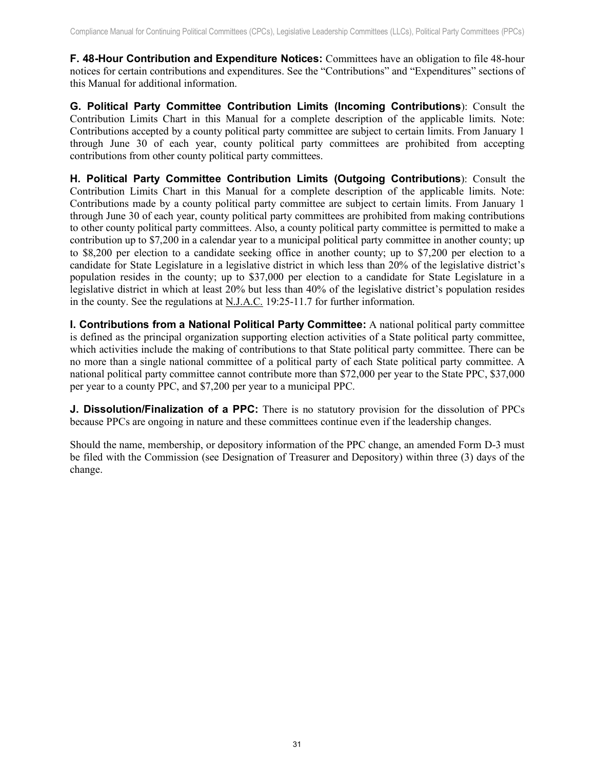**F. 48-Hour Contribution and Expenditure Notices:** Committees have an obligation to file 48-hour notices for certain contributions and expenditures. See the "Contributions" and "Expenditures" sections of this Manual for additional information.

**G. Political Party Committee Contribution Limits (Incoming Contributions)**: Consult the Contribution Limits Chart in this Manual for a complete description of the applicable limits. Note: Contributions accepted by a county political party committee are subject to certain limits. From January 1 through June 30 of each year, county political party committees are prohibited from accepting contributions from other county political party committees.

**H. Political Party Committee Contribution Limits (Outgoing Contributions)**: Consult the Contribution Limits Chart in this Manual for a complete description of the applicable limits. Note: Contributions made by a county political party committee are subject to certain limits. From January 1 through June 30 of each year, county political party committees are prohibited from making contributions to other county political party committees. Also, a county political party committee is permitted to make a contribution up to $7,200 in a calendar year to a municipal political party committee in another county; up to $8,200 per election to a candidate seeking office in another county; up to $7,200 per election to a candidate for State Legislature in a legislative district in which less than 20% of the legislative district's population resides in the county; up to $37,000 per election to a candidate for State Legislature in a legislative district in which at least 20% but less than 40% of the legislative district's population resides in the county. See the regulations at N.J.A.C. 19:25-11.7 for further information.

**I. Contributions from a National Political Party Committee:** A national political party committee is defined as the principal organization supporting election activities of a State political party committee, which activities include the making of contributions to that State political party committee. There can be no more than a single national committee of a political party of each State political party committee. A national political party committee cannot contribute more than $72,000 per year to the State PPC, $37,000 per year to a county PPC, and $7,200 per year to a municipal PPC.

**J. Dissolution/Finalization of a PPC:** There is no statutory provision for the dissolution of PPCs because PPCs are ongoing in nature and these committees continue even if the leadership changes.

Should the name, membership, or depository information of the PPC change, an amended Form D-3 must be filed with the Commission (see Designation of Treasurer and Depository) within three (3) days of the change.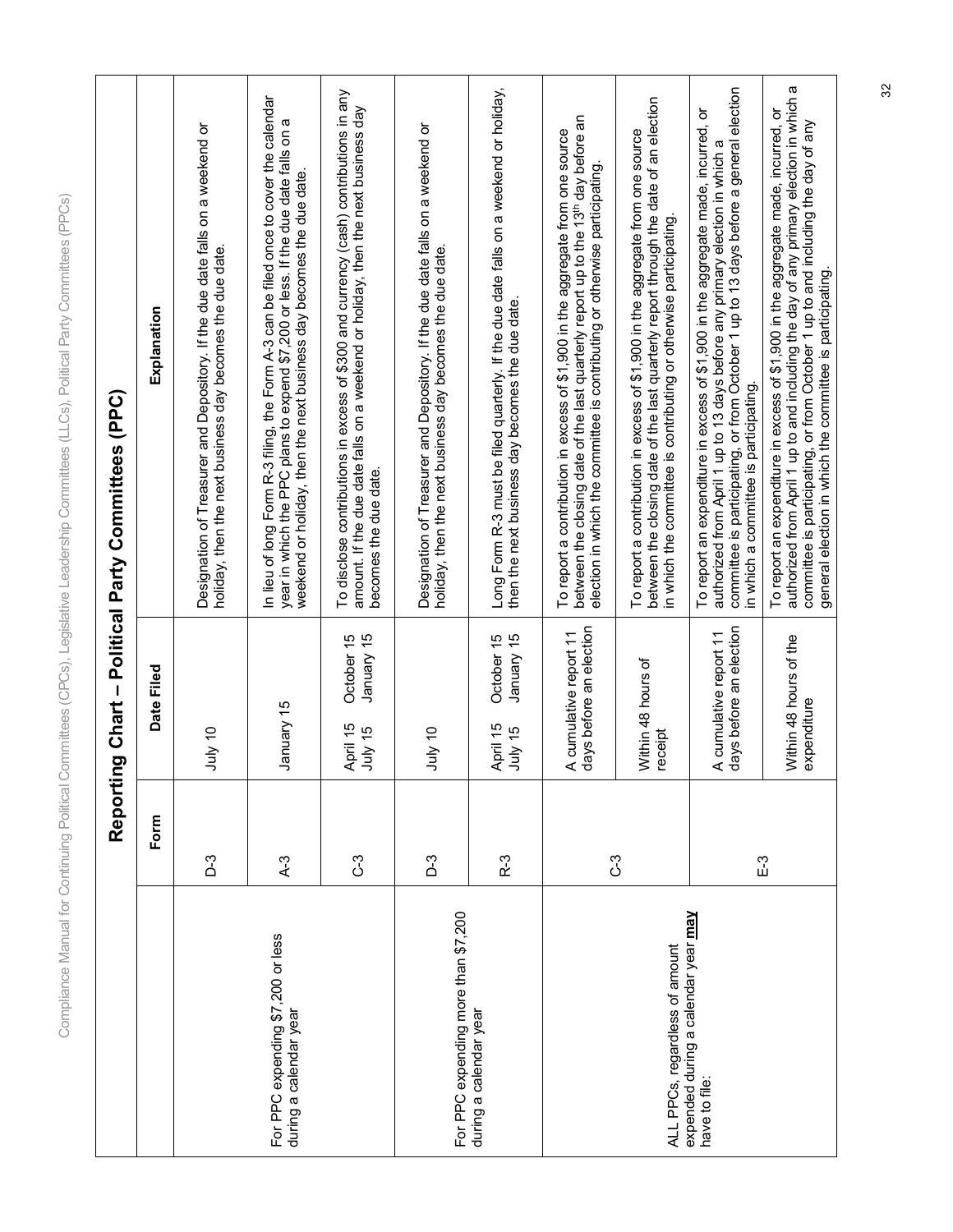## Reporting Chart – Political Party Committees (PPC)

| | Form | Date Filed | Explanation |
|---|---|---|---|
| For PPC expending $7,200 or less during a calendar year | D-3 | July 10 | Designation of Treasurer and Depository. If the due date falls on a weekend or holiday, then the next business day becomes the due date. |
| | A-3 | January 15 | In lieu of long Form R-3 filing, the Form A-3 can be filed once to cover the calendar year in which the PPC plans to expend $7,200 or less. If the due date falls on a weekend or holiday, then the next business day becomes the due date. |
| | C-3 | April 15 October 15<br>July 15 January 15 | To disclose contributions in excess of $300 and currency (cash) contributions in any amount. If the due date falls on a weekend or holiday, then the next business day becomes the due date. |
| For PPC expending more than $7,200 during a calendar year | D-3 | July 10 | Designation of Treasurer and Depository. If the due date falls on a weekend or holiday, then the next business day becomes the due date. |
| | R-3 | April 15 October 15<br>July 15 January 15 | Long Form R-3 must be filed quarterly. If the due date falls on a weekend or holiday, then the next business day becomes the due date. |
| ALL PPCs, regardless of amount expended during a calendar year **may** have to file: | C-3 | A cumulative report 11 days before an election | To report a contribution in excess of $1,900 in the aggregate from one source between the closing date of the last quarterly report up to the 13th day before an election in which the committee is contributing or otherwise participating. |
| | | Within 48 hours of receipt | To report a contribution in excess of $1,900 in the aggregate from one source between the closing date of the last quarterly report through the date of an election in which the committee is contributing or otherwise participating. |
| | E-3 | A cumulative report 11 days before an election | To report an expenditure in excess of $1,900 in the aggregate made, incurred, or authorized from April 1 up to 13 days before any primary election in which a committee is participating, or from October 1 up to 13 days before a general election in which a committee is participating. |
| | | Within 48 hours of the expenditure | To report an expenditure in excess of $1,900 in the aggregate made, incurred, or authorized from April 1 up to and including the day of any primary election in which a committee is participating, or from October 1 up to and including the day of any general election in which the committee is participating. |